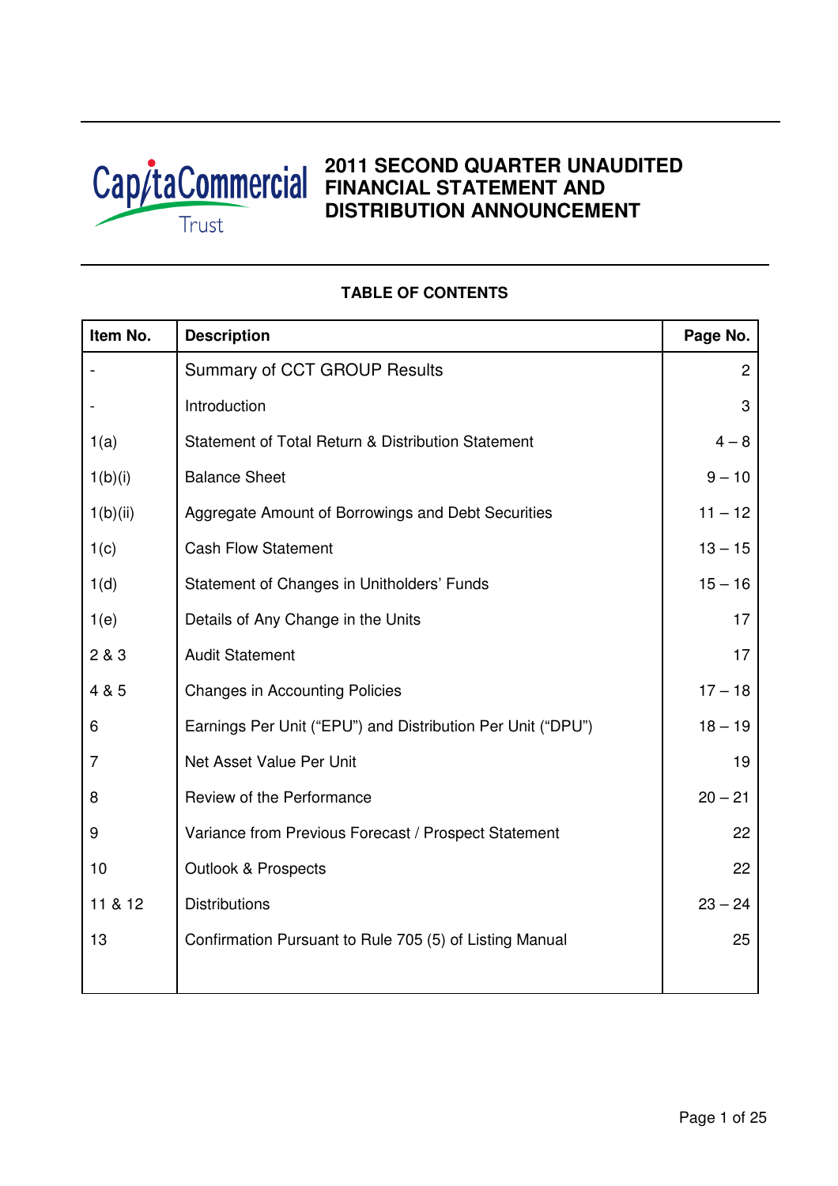CapitaCommercial Trust

# 2011 SECOND QUARTER UNAUDITED FINANCIAL STATEMENT AND DISTRIBUTION ANNOUNCEMENT

## TABLE OF CONTENTS

| Item No. | Description | Page No. |
|---|---|---|
| - | Summary of CCT GROUP Results | 2 |
| - | Introduction | 3 |
| 1(a) | Statement of Total Return & Distribution Statement | 4 – 8 |
| 1(b)(i) | Balance Sheet | 9 – 10 |
| 1(b)(ii) | Aggregate Amount of Borrowings and Debt Securities | 11 – 12 |
| 1(c) | Cash Flow Statement | 13 – 15 |
| 1(d) | Statement of Changes in Unitholders' Funds | 15 – 16 |
| 1(e) | Details of Any Change in the Units | 17 |
| 2 & 3 | Audit Statement | 17 |
| 4 & 5 | Changes in Accounting Policies | 17 – 18 |
| 6 | Earnings Per Unit ("EPU") and Distribution Per Unit ("DPU") | 18 – 19 |
| 7 | Net Asset Value Per Unit | 19 |
| 8 | Review of the Performance | 20 – 21 |
| 9 | Variance from Previous Forecast / Prospect Statement | 22 |
| 10 | Outlook & Prospects | 22 |
| 11 & 12 | Distributions | 23 – 24 |
| 13 | Confirmation Pursuant to Rule 705 (5) of Listing Manual | 25 |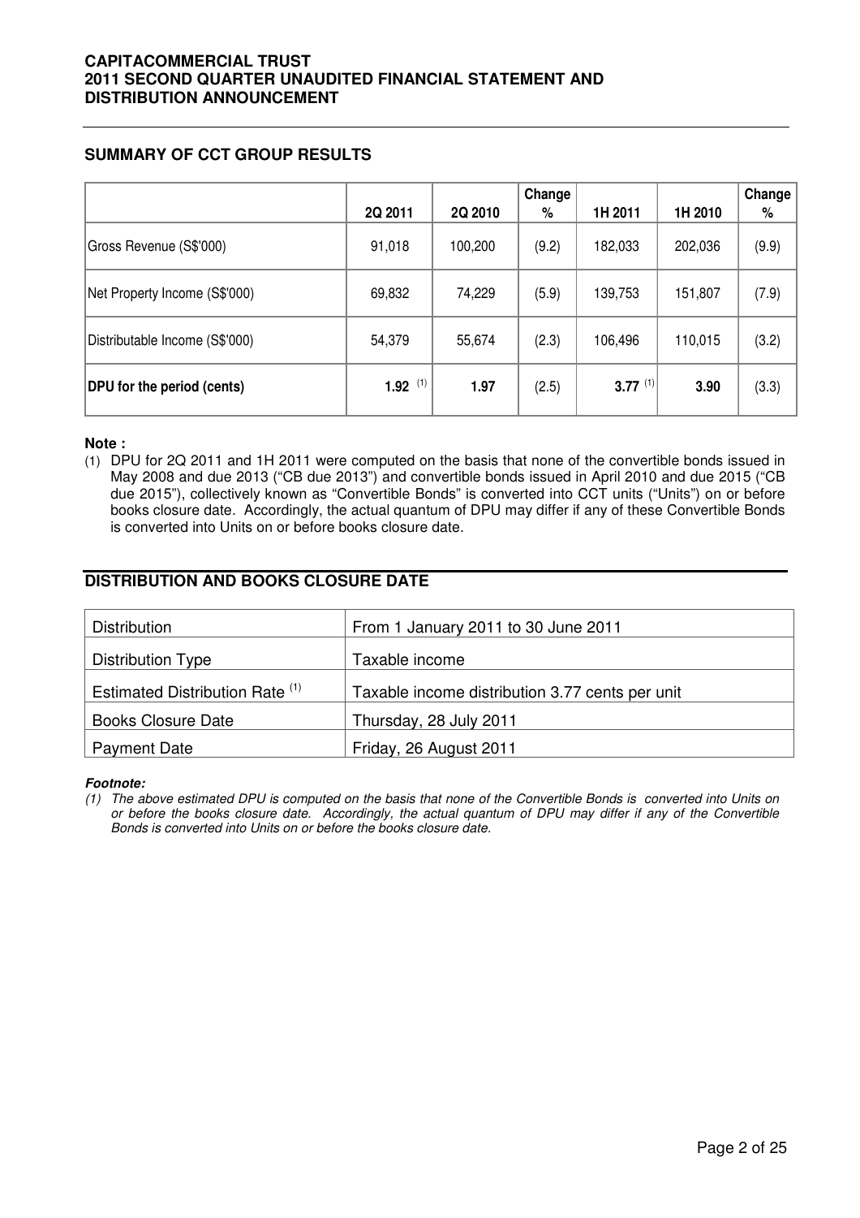## SUMMARY OF CCT GROUP RESULTS

| | 2Q 2011 | 2Q 2010 | Change % | 1H 2011 | 1H 2010 | Change % |
|---|---|---|---|---|---|---|
| Gross Revenue (S$'000) | 91,018 | 100,200 | (9.2) | 182,033 | 202,036 | (9.9) |
| Net Property Income (S$'000) | 69,832 | 74,229 | (5.9) | 139,753 | 151,807 | (7.9) |
| Distributable Income (S$'000) | 54,379 | 55,674 | (2.3) | 106,496 | 110,015 | (3.2) |
| **DPU for the period (cents)** | **1.92** (1) | **1.97** | (2.5) | **3.77** (1) | **3.90** | (3.3) |

**Note :**

(1) DPU for 2Q 2011 and 1H 2011 were computed on the basis that none of the convertible bonds issued in May 2008 and due 2013 ("CB due 2013") and convertible bonds issued in April 2010 and due 2015 ("CB due 2015"), collectively known as "Convertible Bonds" is converted into CCT units ("Units") on or before books closure date. Accordingly, the actual quantum of DPU may differ if any of these Convertible Bonds is converted into Units on or before books closure date.

## DISTRIBUTION AND BOOKS CLOSURE DATE

| | |
|---|---|
| Distribution | From 1 January 2011 to 30 June 2011 |
| Distribution Type | Taxable income |
| Estimated Distribution Rate (1) | Taxable income distribution 3.77 cents per unit |
| Books Closure Date | Thursday, 28 July 2011 |
| Payment Date | Friday, 26 August 2011 |

***Footnote:***

*(1) The above estimated DPU is computed on the basis that none of the Convertible Bonds is converted into Units on or before the books closure date. Accordingly, the actual quantum of DPU may differ if any of the Convertible Bonds is converted into Units on or before the books closure date.*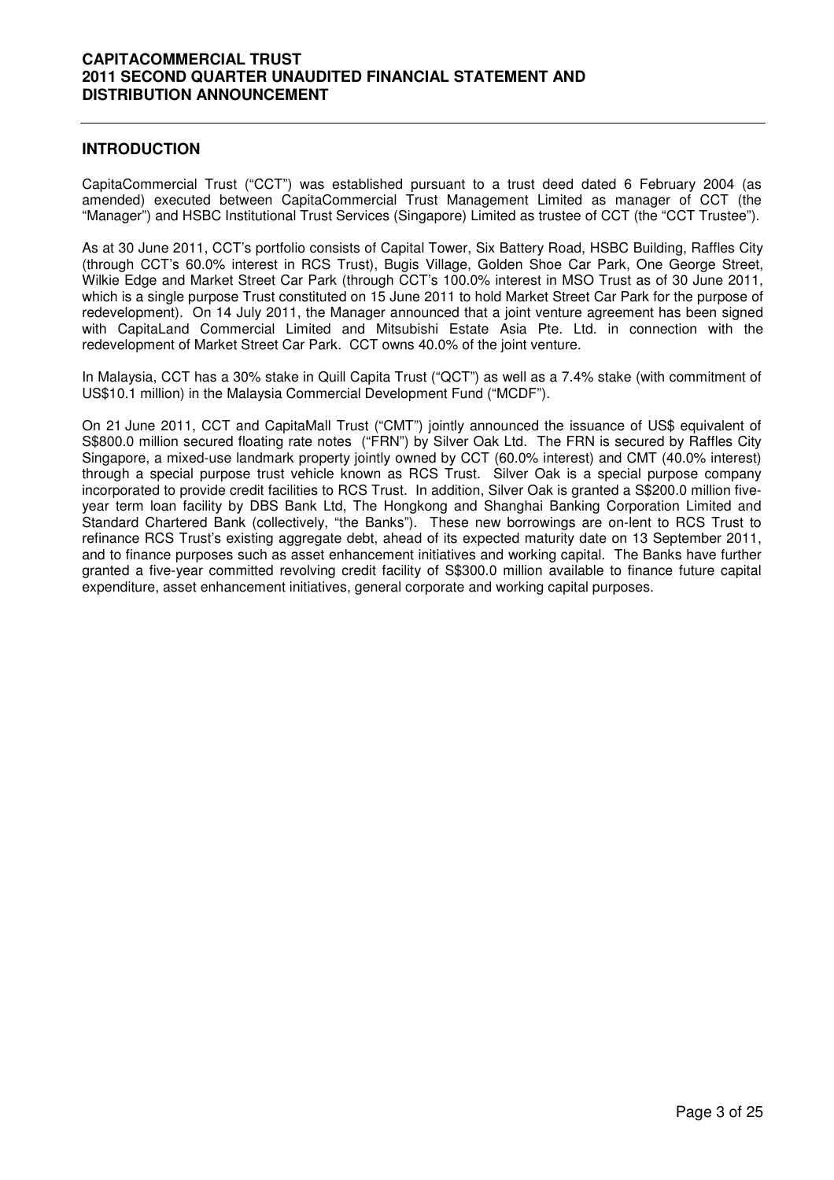## INTRODUCTION

CapitaCommercial Trust ("CCT") was established pursuant to a trust deed dated 6 February 2004 (as amended) executed between CapitaCommercial Trust Management Limited as manager of CCT (the "Manager") and HSBC Institutional Trust Services (Singapore) Limited as trustee of CCT (the "CCT Trustee").

As at 30 June 2011, CCT's portfolio consists of Capital Tower, Six Battery Road, HSBC Building, Raffles City (through CCT's 60.0% interest in RCS Trust), Bugis Village, Golden Shoe Car Park, One George Street, Wilkie Edge and Market Street Car Park (through CCT's 100.0% interest in MSO Trust as of 30 June 2011, which is a single purpose Trust constituted on 15 June 2011 to hold Market Street Car Park for the purpose of redevelopment). On 14 July 2011, the Manager announced that a joint venture agreement has been signed with CapitaLand Commercial Limited and Mitsubishi Estate Asia Pte. Ltd. in connection with the redevelopment of Market Street Car Park. CCT owns 40.0% of the joint venture.

In Malaysia, CCT has a 30% stake in Quill Capita Trust ("QCT") as well as a 7.4% stake (with commitment of US$10.1 million) in the Malaysia Commercial Development Fund ("MCDF").

On 21 June 2011, CCT and CapitaMall Trust ("CMT") jointly announced the issuance of US$ equivalent of S$800.0 million secured floating rate notes ("FRN") by Silver Oak Ltd. The FRN is secured by Raffles City Singapore, a mixed-use landmark property jointly owned by CCT (60.0% interest) and CMT (40.0% interest) through a special purpose trust vehicle known as RCS Trust. Silver Oak is a special purpose company incorporated to provide credit facilities to RCS Trust. In addition, Silver Oak is granted a S$200.0 million five-year term loan facility by DBS Bank Ltd, The Hongkong and Shanghai Banking Corporation Limited and Standard Chartered Bank (collectively, "the Banks"). These new borrowings are on-lent to RCS Trust to refinance RCS Trust's existing aggregate debt, ahead of its expected maturity date on 13 September 2011, and to finance purposes such as asset enhancement initiatives and working capital. The Banks have further granted a five-year committed revolving credit facility of S$300.0 million available to finance future capital expenditure, asset enhancement initiatives, general corporate and working capital purposes.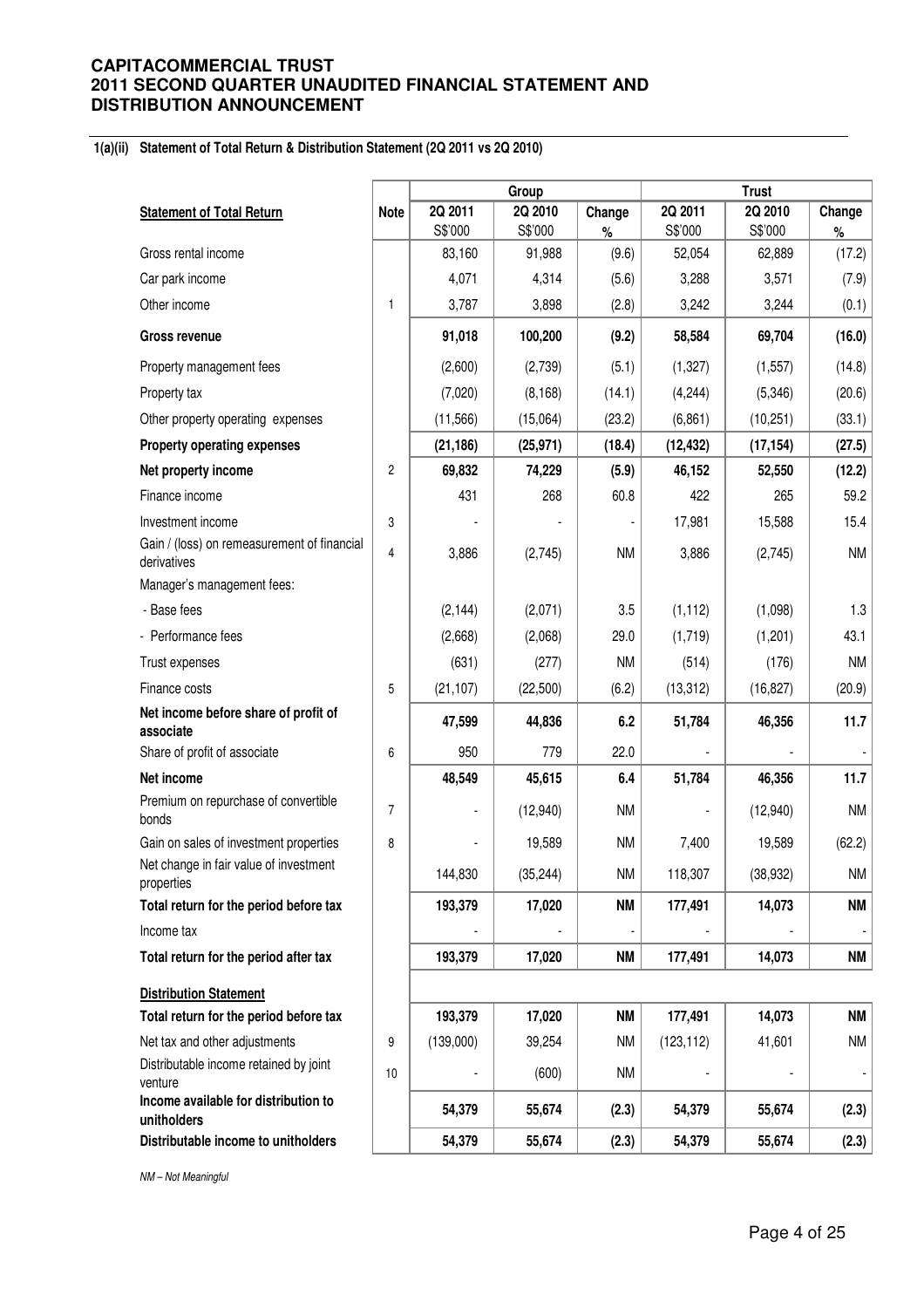**1(a)(ii) Statement of Total Return & Distribution Statement (2Q 2011 vs 2Q 2010)**

| | | Group | | | Trust | | |
|---|---|---|---|---|---|---|---|
| **Statement of Total Return** | **Note** | **2Q 2011** S$'000 | **2Q 2010** S$'000 | **Change** % | **2Q 2011** S$'000 | **2Q 2010** S$'000 | **Change** % |
| Gross rental income | | 83,160 | 91,988 | (9.6) | 52,054 | 62,889 | (17.2) |
| Car park income | | 4,071 | 4,314 | (5.6) | 3,288 | 3,571 | (7.9) |
| Other income | 1 | 3,787 | 3,898 | (2.8) | 3,242 | 3,244 | (0.1) |
| **Gross revenue** | | **91,018** | **100,200** | **(9.2)** | **58,584** | **69,704** | **(16.0)** |
| Property management fees | | (2,600) | (2,739) | (5.1) | (1,327) | (1,557) | (14.8) |
| Property tax | | (7,020) | (8,168) | (14.1) | (4,244) | (5,346) | (20.6) |
| Other property operating expenses | | (11,566) | (15,064) | (23.2) | (6,861) | (10,251) | (33.1) |
| **Property operating expenses** | | **(21,186)** | **(25,971)** | **(18.4)** | **(12,432)** | **(17,154)** | **(27.5)** |
| **Net property income** | 2 | **69,832** | **74,229** | **(5.9)** | **46,152** | **52,550** | **(12.2)** |
| Finance income | | 431 | 268 | 60.8 | 422 | 265 | 59.2 |
| Investment income | 3 | - | - | - | 17,981 | 15,588 | 15.4 |
| Gain / (loss) on remeasurement of financial derivatives | 4 | 3,886 | (2,745) | NM | 3,886 | (2,745) | NM |
| Manager's management fees: | | | | | | | |
| - Base fees | | (2,144) | (2,071) | 3.5 | (1,112) | (1,098) | 1.3 |
| - Performance fees | | (2,668) | (2,068) | 29.0 | (1,719) | (1,201) | 43.1 |
| Trust expenses | | (631) | (277) | NM | (514) | (176) | NM |
| Finance costs | 5 | (21,107) | (22,500) | (6.2) | (13,312) | (16,827) | (20.9) |
| **Net income before share of profit of associate** | | **47,599** | **44,836** | **6.2** | **51,784** | **46,356** | **11.7** |
| Share of profit of associate | 6 | 950 | 779 | 22.0 | - | - | - |
| **Net income** | | **48,549** | **45,615** | **6.4** | **51,784** | **46,356** | **11.7** |
| Premium on repurchase of convertible bonds | 7 | - | (12,940) | NM | - | (12,940) | NM |
| Gain on sales of investment properties | 8 | - | 19,589 | NM | 7,400 | 19,589 | (62.2) |
| Net change in fair value of investment properties | | 144,830 | (35,244) | NM | 118,307 | (38,932) | NM |
| **Total return for the period before tax** | | **193,379** | **17,020** | **NM** | **177,491** | **14,073** | **NM** |
| Income tax | | - | - | - | - | - | - |
| **Total return for the period after tax** | | **193,379** | **17,020** | **NM** | **177,491** | **14,073** | **NM** |
| **Distribution Statement** | | | | | | | |
| **Total return for the period before tax** | | **193,379** | **17,020** | **NM** | **177,491** | **14,073** | **NM** |
| Net tax and other adjustments | 9 | (139,000) | 39,254 | NM | (123,112) | 41,601 | NM |
| Distributable income retained by joint venture | 10 | - | (600) | NM | - | - | - |
| **Income available for distribution to unitholders** | | **54,379** | **55,674** | **(2.3)** | **54,379** | **55,674** | **(2.3)** |
| **Distributable income to unitholders** | | **54,379** | **55,674** | **(2.3)** | **54,379** | **55,674** | **(2.3)** |

*NM – Not Meaningful*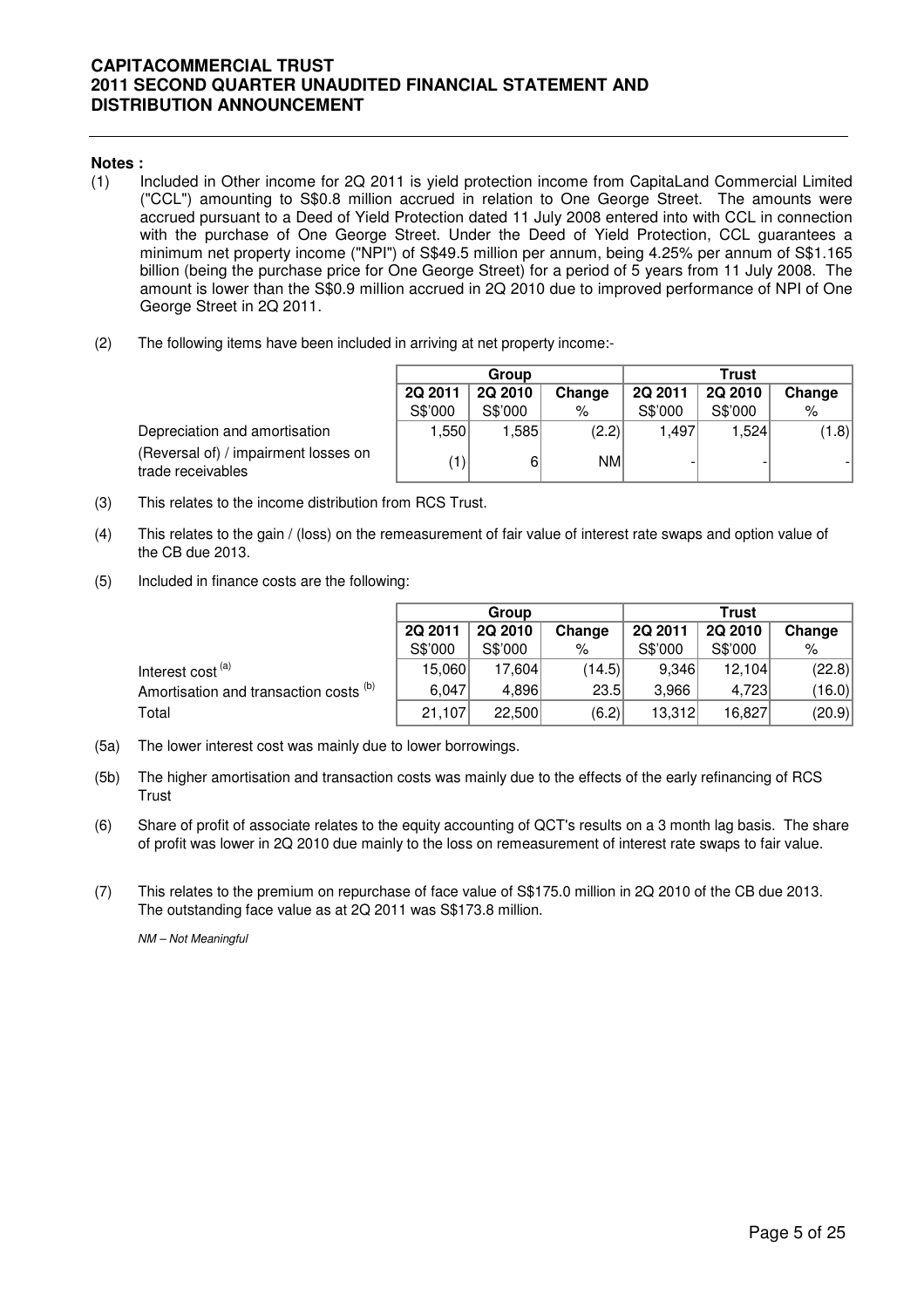**Notes :**

(1) Included in Other income for 2Q 2011 is yield protection income from CapitaLand Commercial Limited ("CCL") amounting to S$0.8 million accrued in relation to One George Street. The amounts were accrued pursuant to a Deed of Yield Protection dated 11 July 2008 entered into with CCL in connection with the purchase of One George Street. Under the Deed of Yield Protection, CCL guarantees a minimum net property income ("NPI") of S$49.5 million per annum, being 4.25% per annum of S$1.165 billion (being the purchase price for One George Street) for a period of 5 years from 11 July 2008. The amount is lower than the S$0.9 million accrued in 2Q 2010 due to improved performance of NPI of One George Street in 2Q 2011.

(2) The following items have been included in arriving at net property income:-

| | Group | | | Trust | | |
|---|---|---|---|---|---|---|
| | 2Q 2011 | 2Q 2010 | Change | 2Q 2011 | 2Q 2010 | Change |
| | S$'000 | S$'000 | % | S$'000 | S$'000 | % |
| Depreciation and amortisation | 1,550 | 1,585 | (2.2) | 1,497 | 1,524 | (1.8) |
| (Reversal of) / impairment losses on trade receivables | (1) | 6 | NM | - | - | - |

(3) This relates to the income distribution from RCS Trust.

(4) This relates to the gain / (loss) on the remeasurement of fair value of interest rate swaps and option value of the CB due 2013.

(5) Included in finance costs are the following:

| | Group | | | Trust | | |
|---|---|---|---|---|---|---|
| | 2Q 2011 | 2Q 2010 | Change | 2Q 2011 | 2Q 2010 | Change |
| | S$'000 | S$'000 | % | S$'000 | S$'000 | % |
| Interest cost [(a)] | 15,060 | 17,604 | (14.5) | 9,346 | 12,104 | (22.8) |
| Amortisation and transaction costs [(b)] | 6,047 | 4,896 | 23.5 | 3,966 | 4,723 | (16.0) |
| Total | 21,107 | 22,500 | (6.2) | 13,312 | 16,827 | (20.9) |

(5a) The lower interest cost was mainly due to lower borrowings.

(5b) The higher amortisation and transaction costs was mainly due to the effects of the early refinancing of RCS Trust

(6) Share of profit of associate relates to the equity accounting of QCT's results on a 3 month lag basis. The share of profit was lower in 2Q 2010 due mainly to the loss on remeasurement of interest rate swaps to fair value.

(7) This relates to the premium on repurchase of face value of S$175.0 million in 2Q 2010 of the CB due 2013. The outstanding face value as at 2Q 2011 was S$173.8 million.

*NM – Not Meaningful*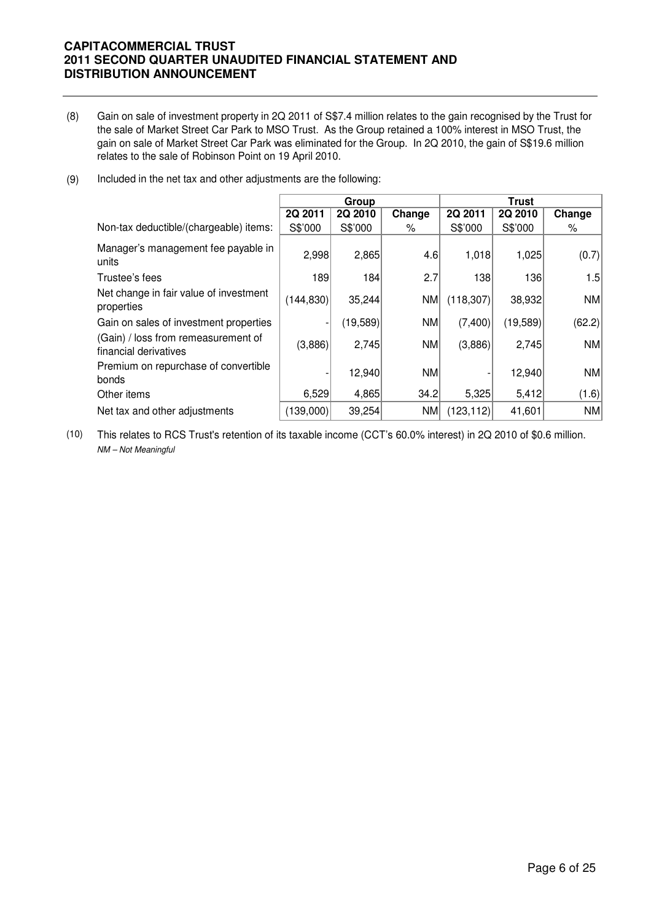(8) Gain on sale of investment property in 2Q 2011 of S$7.4 million relates to the gain recognised by the Trust for the sale of Market Street Car Park to MSO Trust. As the Group retained a 100% interest in MSO Trust, the gain on sale of Market Street Car Park was eliminated for the Group. In 2Q 2010, the gain of S$19.6 million relates to the sale of Robinson Point on 19 April 2010.

(9) Included in the net tax and other adjustments are the following:

| | Group | | | Trust | | |
|---|---|---|---|---|---|---|
| | 2Q 2011 | 2Q 2010 | Change | 2Q 2011 | 2Q 2010 | Change |
| Non-tax deductible/(chargeable) items: | S$'000 | S$'000 | % | S$'000 | S$'000 | % |
| Manager's management fee payable in units | 2,998 | 2,865 | 4.6 | 1,018 | 1,025 | (0.7) |
| Trustee's fees | 189 | 184 | 2.7 | 138 | 136 | 1.5 |
| Net change in fair value of investment properties | (144,830) | 35,244 | NM | (118,307) | 38,932 | NM |
| Gain on sales of investment properties | - | (19,589) | NM | (7,400) | (19,589) | (62.2) |
| (Gain) / loss from remeasurement of financial derivatives | (3,886) | 2,745 | NM | (3,886) | 2,745 | NM |
| Premium on repurchase of convertible bonds | - | 12,940 | NM | - | 12,940 | NM |
| Other items | 6,529 | 4,865 | 34.2 | 5,325 | 5,412 | (1.6) |
| Net tax and other adjustments | (139,000) | 39,254 | NM | (123,112) | 41,601 | NM |

(10) This relates to RCS Trust's retention of its taxable income (CCT's 60.0% interest) in 2Q 2010 of $0.6 million.

*NM – Not Meaningful*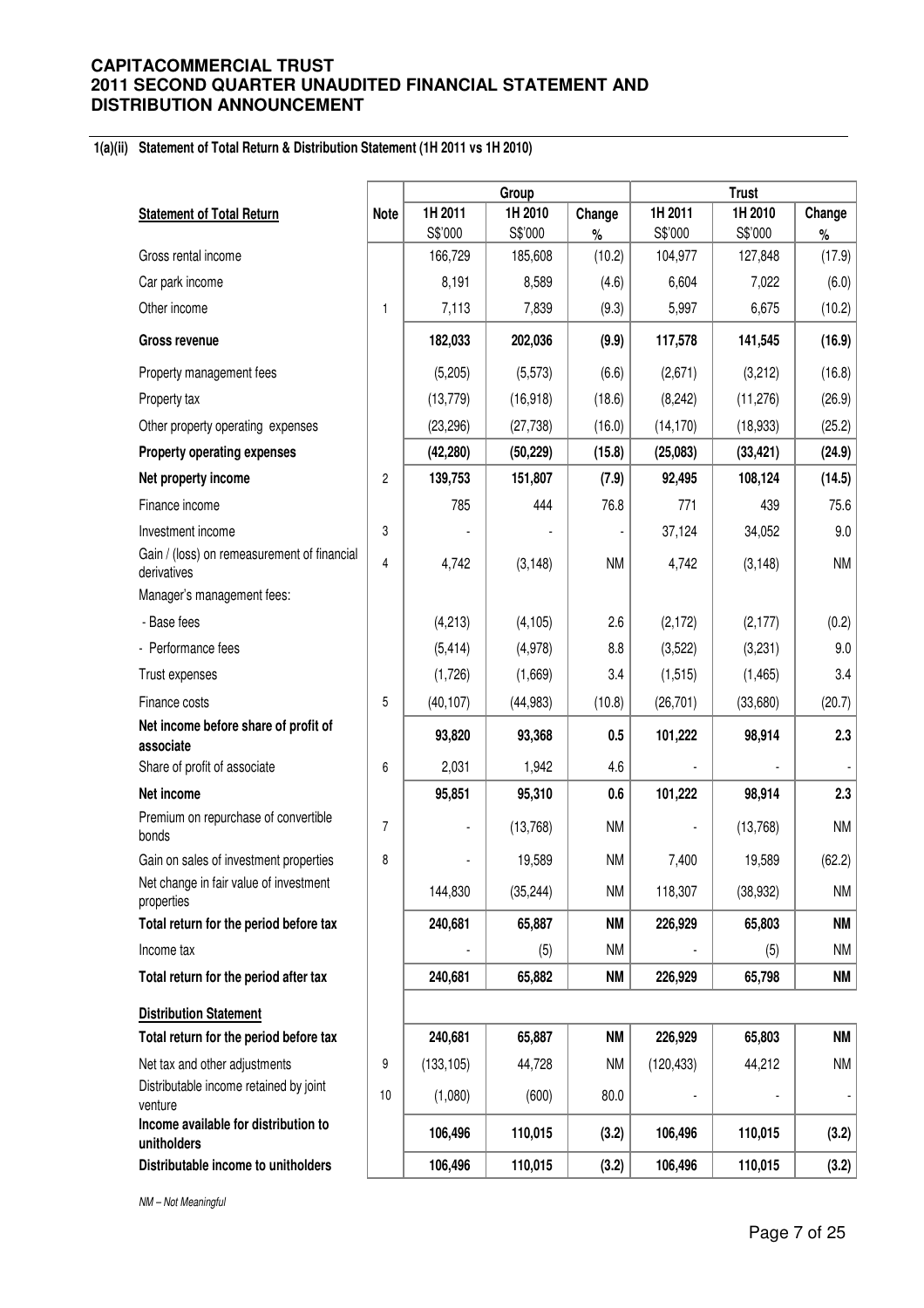**1(a)(ii) Statement of Total Return & Distribution Statement (1H 2011 vs 1H 2010)**

| | | Group | | | Trust | | |
|---|---|---|---|---|---|---|---|
| **Statement of Total Return** | **Note** | **1H 2011** S$'000 | **1H 2010** S$'000 | **Change** % | **1H 2011** S$'000 | **1H 2010** S$'000 | **Change** % |
| Gross rental income | | 166,729 | 185,608 | (10.2) | 104,977 | 127,848 | (17.9) |
| Car park income | | 8,191 | 8,589 | (4.6) | 6,604 | 7,022 | (6.0) |
| Other income | 1 | 7,113 | 7,839 | (9.3) | 5,997 | 6,675 | (10.2) |
| **Gross revenue** | | **182,033** | **202,036** | **(9.9)** | **117,578** | **141,545** | **(16.9)** |
| Property management fees | | (5,205) | (5,573) | (6.6) | (2,671) | (3,212) | (16.8) |
| Property tax | | (13,779) | (16,918) | (18.6) | (8,242) | (11,276) | (26.9) |
| Other property operating expenses | | (23,296) | (27,738) | (16.0) | (14,170) | (18,933) | (25.2) |
| **Property operating expenses** | | **(42,280)** | **(50,229)** | **(15.8)** | **(25,083)** | **(33,421)** | **(24.9)** |
| **Net property income** | 2 | **139,753** | **151,807** | **(7.9)** | **92,495** | **108,124** | **(14.5)** |
| Finance income | | 785 | 444 | 76.8 | 771 | 439 | 75.6 |
| Investment income | 3 | - | - | - | 37,124 | 34,052 | 9.0 |
| Gain / (loss) on remeasurement of financial derivatives | 4 | 4,742 | (3,148) | NM | 4,742 | (3,148) | NM |
| Manager's management fees: | | | | | | | |
| - Base fees | | (4,213) | (4,105) | 2.6 | (2,172) | (2,177) | (0.2) |
| - Performance fees | | (5,414) | (4,978) | 8.8 | (3,522) | (3,231) | 9.0 |
| Trust expenses | | (1,726) | (1,669) | 3.4 | (1,515) | (1,465) | 3.4 |
| Finance costs | 5 | (40,107) | (44,983) | (10.8) | (26,701) | (33,680) | (20.7) |
| **Net income before share of profit of associate** | | **93,820** | **93,368** | **0.5** | **101,222** | **98,914** | **2.3** |
| Share of profit of associate | 6 | 2,031 | 1,942 | 4.6 | - | - | - |
| **Net income** | | **95,851** | **95,310** | **0.6** | **101,222** | **98,914** | **2.3** |
| Premium on repurchase of convertible bonds | 7 | - | (13,768) | NM | - | (13,768) | NM |
| Gain on sales of investment properties | 8 | - | 19,589 | NM | 7,400 | 19,589 | (62.2) |
| Net change in fair value of investment properties | | 144,830 | (35,244) | NM | 118,307 | (38,932) | NM |
| **Total return for the period before tax** | | **240,681** | **65,887** | **NM** | **226,929** | **65,803** | **NM** |
| Income tax | | - | (5) | NM | - | (5) | NM |
| **Total return for the period after tax** | | **240,681** | **65,882** | **NM** | **226,929** | **65,798** | **NM** |
| **Distribution Statement** | | | | | | | |
| **Total return for the period before tax** | | **240,681** | **65,887** | **NM** | **226,929** | **65,803** | **NM** |
| Net tax and other adjustments | 9 | (133,105) | 44,728 | NM | (120,433) | 44,212 | NM |
| Distributable income retained by joint venture | 10 | (1,080) | (600) | 80.0 | - | - | - |
| **Income available for distribution to unitholders** | | **106,496** | **110,015** | **(3.2)** | **106,496** | **110,015** | **(3.2)** |
| **Distributable income to unitholders** | | **106,496** | **110,015** | **(3.2)** | **106,496** | **110,015** | **(3.2)** |

*NM – Not Meaningful*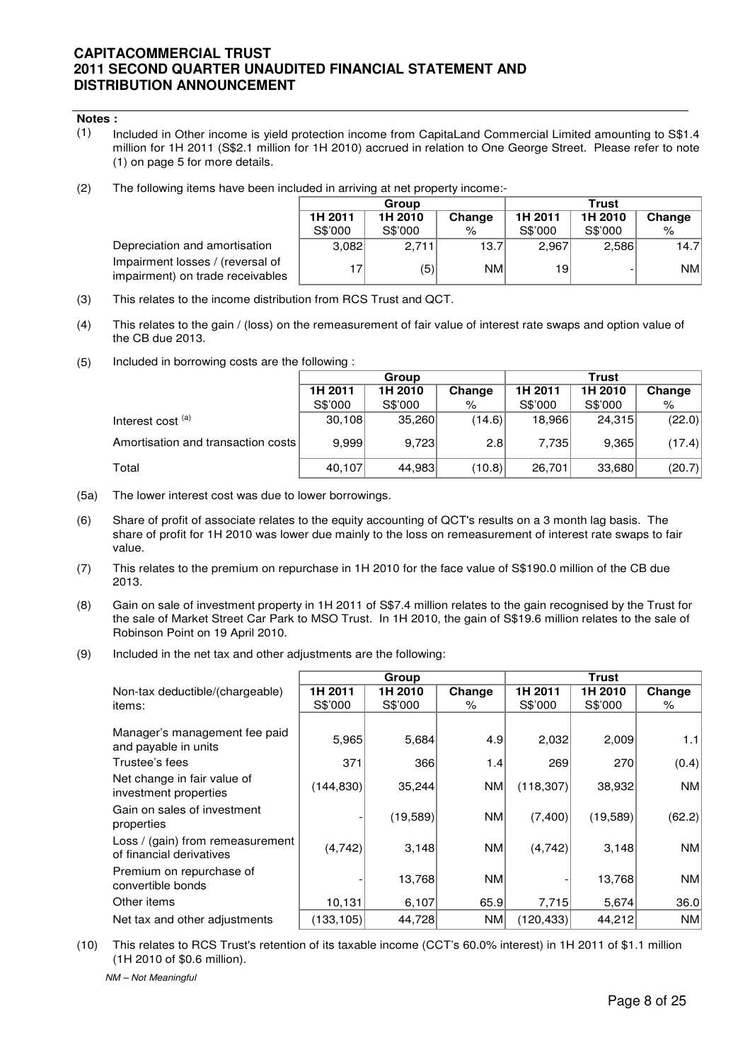**Notes :**

(1) Included in Other income is yield protection income from CapitaLand Commercial Limited amounting to S$1.4 million for 1H 2011 (S$2.1 million for 1H 2010) accrued in relation to One George Street. Please refer to note (1) on page 5 for more details.

(2) The following items have been included in arriving at net property income:-

| | Group | | | Trust | | |
|---|---|---|---|---|---|---|
| | 1H 2011 S$'000 | 1H 2010 S$'000 | Change % | 1H 2011 S$'000 | 1H 2010 S$'000 | Change % |
| Depreciation and amortisation | 3,082 | 2,711 | 13.7 | 2,967 | 2,586 | 14.7 |
| Impairment losses / (reversal of impairment) on trade receivables | 17 | (5) | NM | 19 | - | NM |

(3) This relates to the income distribution from RCS Trust and QCT.

(4) This relates to the gain / (loss) on the remeasurement of fair value of interest rate swaps and option value of the CB due 2013.

(5) Included in borrowing costs are the following :

| | Group | | | Trust | | |
|---|---|---|---|---|---|---|
| | 1H 2011 S$'000 | 1H 2010 S$'000 | Change % | 1H 2011 S$'000 | 1H 2010 S$'000 | Change % |
| Interest cost [(a)] | 30,108 | 35,260 | (14.6) | 18,966 | 24,315 | (22.0) |
| Amortisation and transaction costs | 9,999 | 9,723 | 2.8 | 7,735 | 9,365 | (17.4) |
| Total | 40,107 | 44,983 | (10.8) | 26,701 | 33,680 | (20.7) |

(5a) The lower interest cost was due to lower borrowings.

(6) Share of profit of associate relates to the equity accounting of QCT's results on a 3 month lag basis. The share of profit for 1H 2010 was lower due mainly to the loss on remeasurement of interest rate swaps to fair value.

(7) This relates to the premium on repurchase in 1H 2010 for the face value of S$190.0 million of the CB due 2013.

(8) Gain on sale of investment property in 1H 2011 of S$7.4 million relates to the gain recognised by the Trust for the sale of Market Street Car Park to MSO Trust. In 1H 2010, the gain of S$19.6 million relates to the sale of Robinson Point on 19 April 2010.

(9) Included in the net tax and other adjustments are the following:

| | Group | | | Trust | | |
|---|---|---|---|---|---|---|
| Non-tax deductible/(chargeable) items: | 1H 2011 S$'000 | 1H 2010 S$'000 | Change % | 1H 2011 S$'000 | 1H 2010 S$'000 | Change % |
| Manager's management fee paid and payable in units | 5,965 | 5,684 | 4.9 | 2,032 | 2,009 | 1.1 |
| Trustee's fees | 371 | 366 | 1.4 | 269 | 270 | (0.4) |
| Net change in fair value of investment properties | (144,830) | 35,244 | NM | (118,307) | 38,932 | NM |
| Gain on sales of investment properties | - | (19,589) | NM | (7,400) | (19,589) | (62.2) |
| Loss / (gain) from remeasurement of financial derivatives | (4,742) | 3,148 | NM | (4,742) | 3,148 | NM |
| Premium on repurchase of convertible bonds | - | 13,768 | NM | - | 13,768 | NM |
| Other items | 10,131 | 6,107 | 65.9 | 7,715 | 5,674 | 36.0 |
| Net tax and other adjustments | (133,105) | 44,728 | NM | (120,433) | 44,212 | NM |

(10) This relates to RCS Trust's retention of its taxable income (CCT's 60.0% interest) in 1H 2011 of $1.1 million (1H 2010 of $0.6 million).

*NM – Not Meaningful*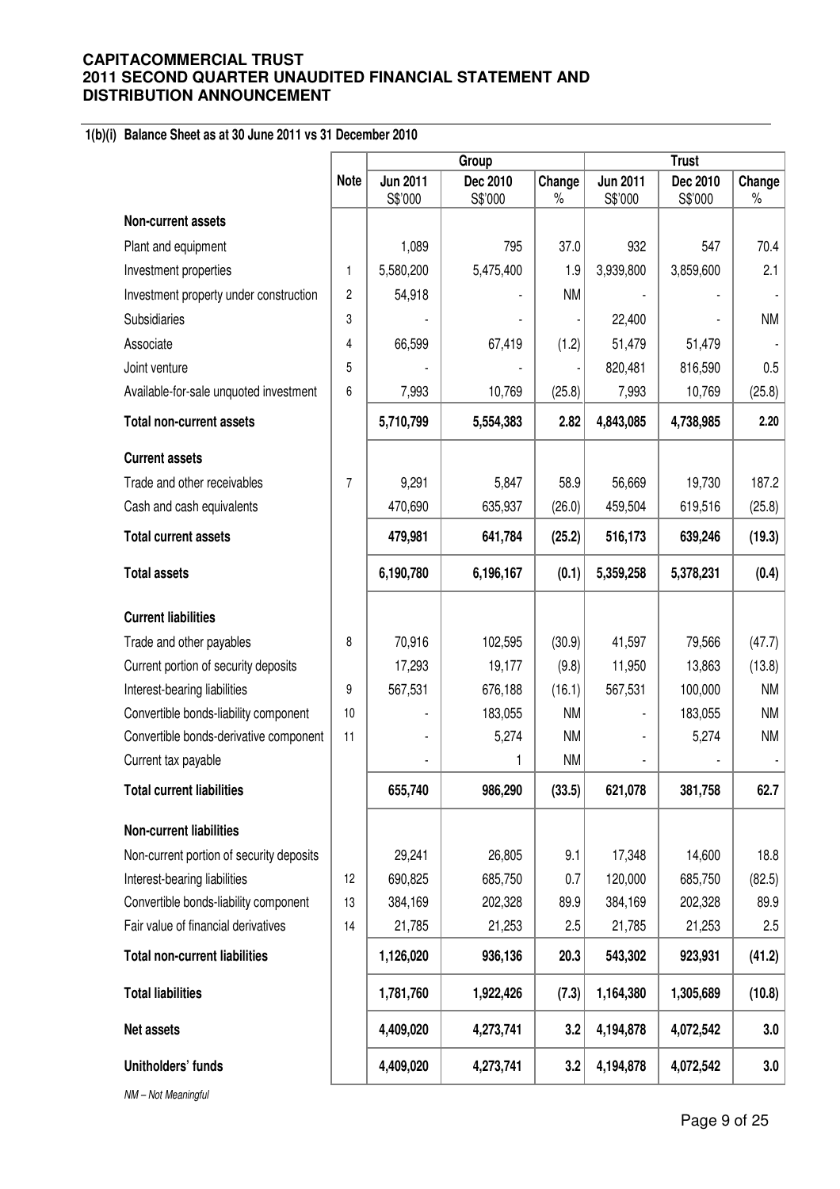## 1(b)(i) Balance Sheet as at 30 June 2011 vs 31 December 2010

| | Note | Group | | | Trust | | |
|---|---|---|---|---|---|---|---|
| | | Jun 2011 S$'000 | Dec 2010 S$'000 | Change % | Jun 2011 S$'000 | Dec 2010 S$'000 | Change % |
| **Non-current assets** | | | | | | | |
| Plant and equipment | | 1,089 | 795 | 37.0 | 932 | 547 | 70.4 |
| Investment properties | 1 | 5,580,200 | 5,475,400 | 1.9 | 3,939,800 | 3,859,600 | 2.1 |
| Investment property under construction | 2 | 54,918 | - | NM | - | - | - |
| Subsidiaries | 3 | - | - | - | 22,400 | - | NM |
| Associate | 4 | 66,599 | 67,419 | (1.2) | 51,479 | 51,479 | - |
| Joint venture | 5 | - | - | - | 820,481 | 816,590 | 0.5 |
| Available-for-sale unquoted investment | 6 | 7,993 | 10,769 | (25.8) | 7,993 | 10,769 | (25.8) |
| **Total non-current assets** | | **5,710,799** | **5,554,383** | **2.82** | **4,843,085** | **4,738,985** | **2.20** |
| **Current assets** | | | | | | | |
| Trade and other receivables | 7 | 9,291 | 5,847 | 58.9 | 56,669 | 19,730 | 187.2 |
| Cash and cash equivalents | | 470,690 | 635,937 | (26.0) | 459,504 | 619,516 | (25.8) |
| **Total current assets** | | **479,981** | **641,784** | **(25.2)** | **516,173** | **639,246** | **(19.3)** |
| **Total assets** | | **6,190,780** | **6,196,167** | **(0.1)** | **5,359,258** | **5,378,231** | **(0.4)** |
| **Current liabilities** | | | | | | | |
| Trade and other payables | 8 | 70,916 | 102,595 | (30.9) | 41,597 | 79,566 | (47.7) |
| Current portion of security deposits | | 17,293 | 19,177 | (9.8) | 11,950 | 13,863 | (13.8) |
| Interest-bearing liabilities | 9 | 567,531 | 676,188 | (16.1) | 567,531 | 100,000 | NM |
| Convertible bonds-liability component | 10 | - | 183,055 | NM | - | 183,055 | NM |
| Convertible bonds-derivative component | 11 | - | 5,274 | NM | - | 5,274 | NM |
| Current tax payable | | - | 1 | NM | - | - | - |
| **Total current liabilities** | | **655,740** | **986,290** | **(33.5)** | **621,078** | **381,758** | **62.7** |
| **Non-current liabilities** | | | | | | | |
| Non-current portion of security deposits | | 29,241 | 26,805 | 9.1 | 17,348 | 14,600 | 18.8 |
| Interest-bearing liabilities | 12 | 690,825 | 685,750 | 0.7 | 120,000 | 685,750 | (82.5) |
| Convertible bonds-liability component | 13 | 384,169 | 202,328 | 89.9 | 384,169 | 202,328 | 89.9 |
| Fair value of financial derivatives | 14 | 21,785 | 21,253 | 2.5 | 21,785 | 21,253 | 2.5 |
| **Total non-current liabilities** | | **1,126,020** | **936,136** | **20.3** | **543,302** | **923,931** | **(41.2)** |
| **Total liabilities** | | **1,781,760** | **1,922,426** | **(7.3)** | **1,164,380** | **1,305,689** | **(10.8)** |
| **Net assets** | | **4,409,020** | **4,273,741** | **3.2** | **4,194,878** | **4,072,542** | **3.0** |
| **Unitholders' funds** | | **4,409,020** | **4,273,741** | **3.2** | **4,194,878** | **4,072,542** | **3.0** |

*NM – Not Meaningful*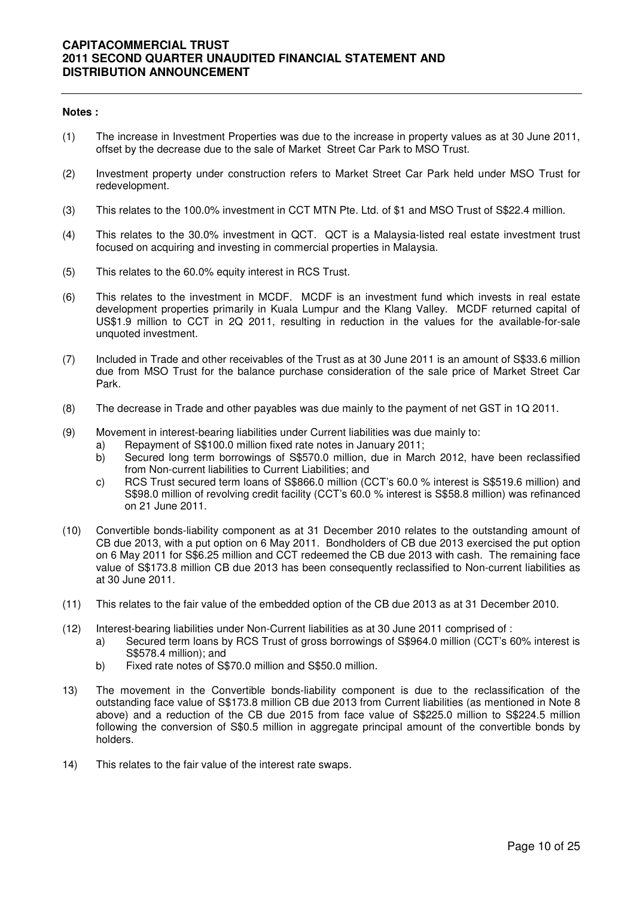**Notes :**

(1) The increase in Investment Properties was due to the increase in property values as at 30 June 2011, offset by the decrease due to the sale of Market Street Car Park to MSO Trust.

(2) Investment property under construction refers to Market Street Car Park held under MSO Trust for redevelopment.

(3) This relates to the 100.0% investment in CCT MTN Pte. Ltd. of $1 and MSO Trust of S$22.4 million.

(4) This relates to the 30.0% investment in QCT. QCT is a Malaysia-listed real estate investment trust focused on acquiring and investing in commercial properties in Malaysia.

(5) This relates to the 60.0% equity interest in RCS Trust.

(6) This relates to the investment in MCDF. MCDF is an investment fund which invests in real estate development properties primarily in Kuala Lumpur and the Klang Valley. MCDF returned capital of US$1.9 million to CCT in 2Q 2011, resulting in reduction in the values for the available-for-sale unquoted investment.

(7) Included in Trade and other receivables of the Trust as at 30 June 2011 is an amount of S$33.6 million due from MSO Trust for the balance purchase consideration of the sale price of Market Street Car Park.

(8) The decrease in Trade and other payables was due mainly to the payment of net GST in 1Q 2011.

(9) Movement in interest-bearing liabilities under Current liabilities was due mainly to:
   a) Repayment of S$100.0 million fixed rate notes in January 2011;
   b) Secured long term borrowings of S$570.0 million, due in March 2012, have been reclassified from Non-current liabilities to Current Liabilities; and
   c) RCS Trust secured term loans of S$866.0 million (CCT's 60.0 % interest is S$519.6 million) and S$98.0 million of revolving credit facility (CCT's 60.0 % interest is S$58.8 million) was refinanced on 21 June 2011.

(10) Convertible bonds-liability component as at 31 December 2010 relates to the outstanding amount of CB due 2013, with a put option on 6 May 2011. Bondholders of CB due 2013 exercised the put option on 6 May 2011 for S$6.25 million and CCT redeemed the CB due 2013 with cash. The remaining face value of S$173.8 million CB due 2013 has been consequently reclassified to Non-current liabilities as at 30 June 2011.

(11) This relates to the fair value of the embedded option of the CB due 2013 as at 31 December 2010.

(12) Interest-bearing liabilities under Non-Current liabilities as at 30 June 2011 comprised of :
   a) Secured term loans by RCS Trust of gross borrowings of S$964.0 million (CCT's 60% interest is S$578.4 million); and
   b) Fixed rate notes of S$70.0 million and S$50.0 million.

13) The movement in the Convertible bonds-liability component is due to the reclassification of the outstanding face value of S$173.8 million CB due 2013 from Current liabilities (as mentioned in Note 8 above) and a reduction of the CB due 2015 from face value of S$225.0 million to S$224.5 million following the conversion of S$0.5 million in aggregate principal amount of the convertible bonds by holders.

14) This relates to the fair value of the interest rate swaps.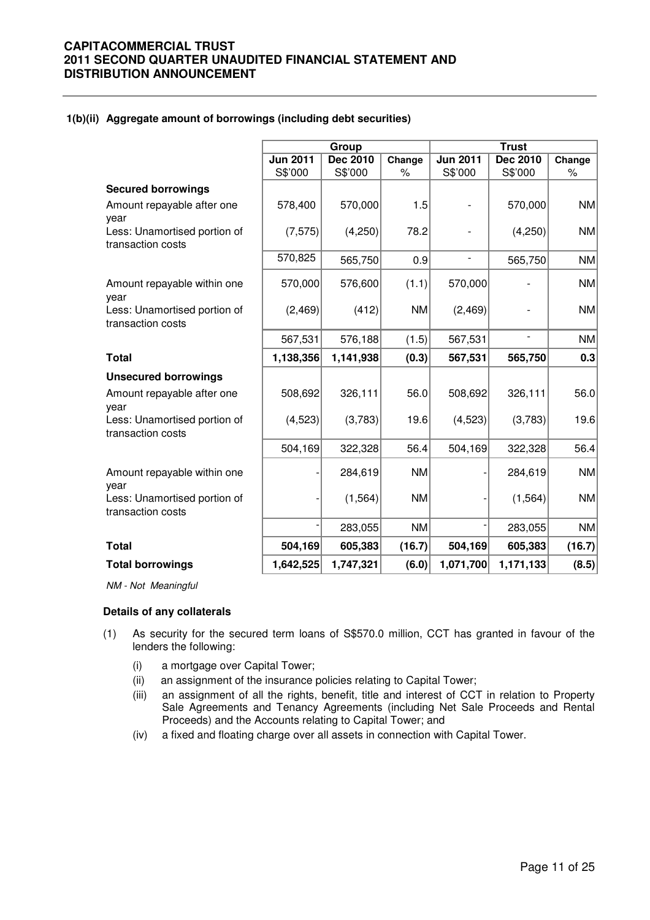### 1(b)(ii) Aggregate amount of borrowings (including debt securities)

| | Group | | | Trust | | |
|---|---|---|---|---|---|---|
| | **Jun 2011** S$'000 | **Dec 2010** S$'000 | **Change** % | **Jun 2011** S$'000 | **Dec 2010** S$'000 | **Change** % |
| **Secured borrowings** | | | | | | |
| Amount repayable after one year | 578,400 | 570,000 | 1.5 | - | 570,000 | NM |
| Less: Unamortised portion of transaction costs | (7,575) | (4,250) | 78.2 | - | (4,250) | NM |
| | 570,825 | 565,750 | 0.9 | - | 565,750 | NM |
| Amount repayable within one year | 570,000 | 576,600 | (1.1) | 570,000 | - | NM |
| Less: Unamortised portion of transaction costs | (2,469) | (412) | NM | (2,469) | - | NM |
| | 567,531 | 576,188 | (1.5) | 567,531 | - | NM |
| **Total** | **1,138,356** | **1,141,938** | **(0.3)** | **567,531** | **565,750** | **0.3** |
| **Unsecured borrowings** | | | | | | |
| Amount repayable after one year | 508,692 | 326,111 | 56.0 | 508,692 | 326,111 | 56.0 |
| Less: Unamortised portion of transaction costs | (4,523) | (3,783) | 19.6 | (4,523) | (3,783) | 19.6 |
| | 504,169 | 322,328 | 56.4 | 504,169 | 322,328 | 56.4 |
| Amount repayable within one year | - | 284,619 | NM | - | 284,619 | NM |
| Less: Unamortised portion of transaction costs | - | (1,564) | NM | - | (1,564) | NM |
| | - | 283,055 | NM | - | 283,055 | NM |
| **Total** | **504,169** | **605,383** | **(16.7)** | **504,169** | **605,383** | **(16.7)** |
| **Total borrowings** | **1,642,525** | **1,747,321** | **(6.0)** | **1,071,700** | **1,171,133** | **(8.5)** |

*NM - Not Meaningful*

**Details of any collaterals**

(1) As security for the secured term loans of S$570.0 million, CCT has granted in favour of the lenders the following:

- (i) a mortgage over Capital Tower;
- (ii) an assignment of the insurance policies relating to Capital Tower;
- (iii) an assignment of all the rights, benefit, title and interest of CCT in relation to Property Sale Agreements and Tenancy Agreements (including Net Sale Proceeds and Rental Proceeds) and the Accounts relating to Capital Tower; and
- (iv) a fixed and floating charge over all assets in connection with Capital Tower.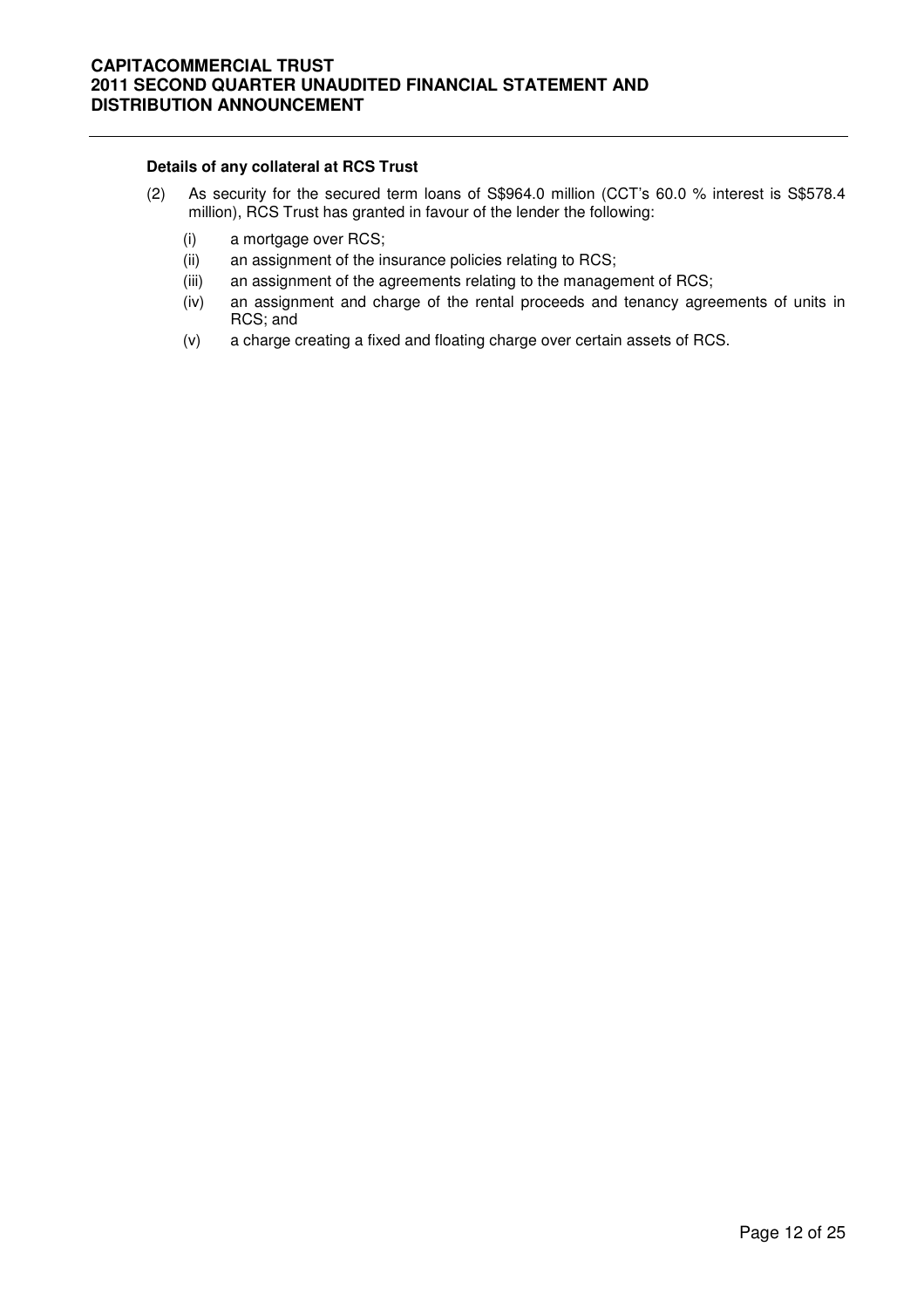**Details of any collateral at RCS Trust**

(2) As security for the secured term loans of S$964.0 million (CCT's 60.0 % interest is S$578.4 million), RCS Trust has granted in favour of the lender the following:

- (i) a mortgage over RCS;
- (ii) an assignment of the insurance policies relating to RCS;
- (iii) an assignment of the agreements relating to the management of RCS;
- (iv) an assignment and charge of the rental proceeds and tenancy agreements of units in RCS; and
- (v) a charge creating a fixed and floating charge over certain assets of RCS.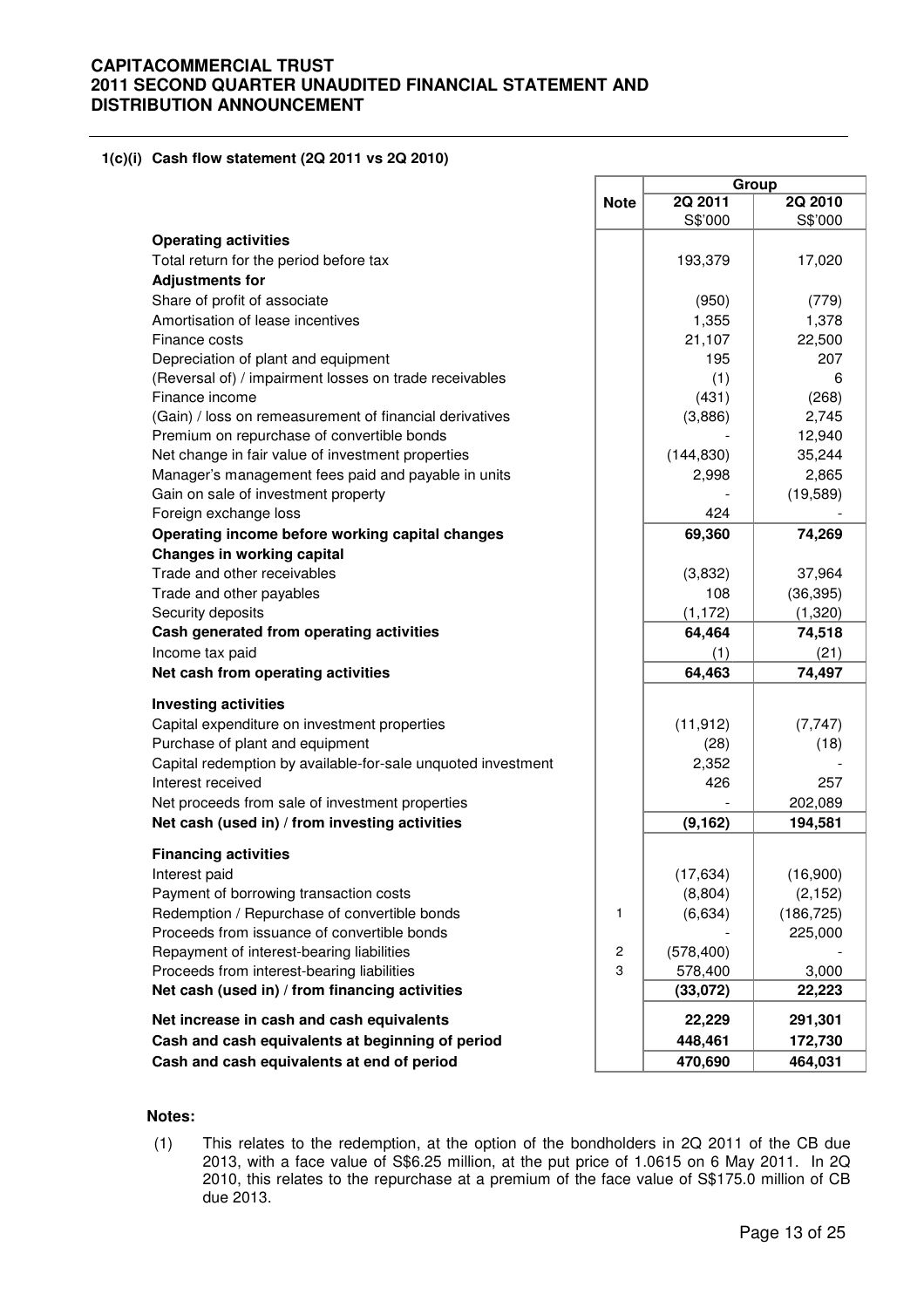### 1(c)(i) Cash flow statement (2Q 2011 vs 2Q 2010)

| | Note | Group | |
|---|---|---|---|
| | | 2Q 2011 | 2Q 2010 |
| | | S$'000 | S$'000 |
| **Operating activities** | | | |
| Total return for the period before tax | | 193,379 | 17,020 |
| **Adjustments for** | | | |
| Share of profit of associate | | (950) | (779) |
| Amortisation of lease incentives | | 1,355 | 1,378 |
| Finance costs | | 21,107 | 22,500 |
| Depreciation of plant and equipment | | 195 | 207 |
| (Reversal of) / impairment losses on trade receivables | | (1) | 6 |
| Finance income | | (431) | (268) |
| (Gain) / loss on remeasurement of financial derivatives | | (3,886) | 2,745 |
| Premium on repurchase of convertible bonds | | - | 12,940 |
| Net change in fair value of investment properties | | (144,830) | 35,244 |
| Manager's management fees paid and payable in units | | 2,998 | 2,865 |
| Gain on sale of investment property | | - | (19,589) |
| Foreign exchange loss | | 424 | - |
| **Operating income before working capital changes** | | **69,360** | **74,269** |
| **Changes in working capital** | | | |
| Trade and other receivables | | (3,832) | 37,964 |
| Trade and other payables | | 108 | (36,395) |
| Security deposits | | (1,172) | (1,320) |
| **Cash generated from operating activities** | | **64,464** | **74,518** |
| Income tax paid | | (1) | (21) |
| **Net cash from operating activities** | | **64,463** | **74,497** |
| **Investing activities** | | | |
| Capital expenditure on investment properties | | (11,912) | (7,747) |
| Purchase of plant and equipment | | (28) | (18) |
| Capital redemption by available-for-sale unquoted investment | | 2,352 | - |
| Interest received | | 426 | 257 |
| Net proceeds from sale of investment properties | | - | 202,089 |
| **Net cash (used in) / from investing activities** | | **(9,162)** | **194,581** |
| **Financing activities** | | | |
| Interest paid | | (17,634) | (16,900) |
| Payment of borrowing transaction costs | | (8,804) | (2,152) |
| Redemption / Repurchase of convertible bonds | 1 | (6,634) | (186,725) |
| Proceeds from issuance of convertible bonds | | - | 225,000 |
| Repayment of interest-bearing liabilities | 2 | (578,400) | - |
| Proceeds from interest-bearing liabilities | 3 | 578,400 | 3,000 |
| **Net cash (used in) / from financing activities** | | **(33,072)** | **22,223** |
| **Net increase in cash and cash equivalents** | | **22,229** | **291,301** |
| **Cash and cash equivalents at beginning of period** | | **448,461** | **172,730** |
| **Cash and cash equivalents at end of period** | | **470,690** | **464,031** |

**Notes:**

(1) This relates to the redemption, at the option of the bondholders in 2Q 2011 of the CB due 2013, with a face value of S$6.25 million, at the put price of 1.0615 on 6 May 2011. In 2Q 2010, this relates to the repurchase at a premium of the face value of S$175.0 million of CB due 2013.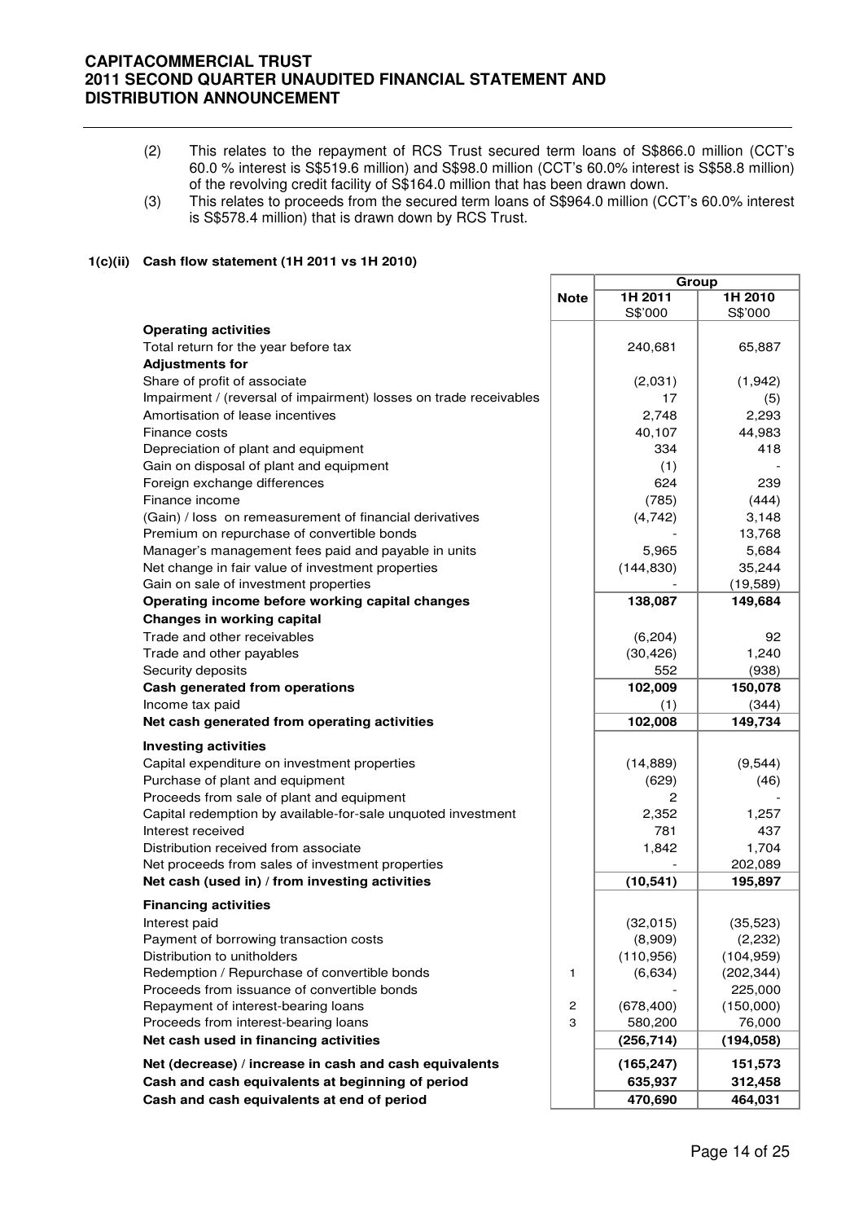(2) This relates to the repayment of RCS Trust secured term loans of S$866.0 million (CCT's 60.0 % interest is S$519.6 million) and S$98.0 million (CCT's 60.0% interest is S$58.8 million) of the revolving credit facility of S$164.0 million that has been drawn down.

(3) This relates to proceeds from the secured term loans of S$964.0 million (CCT's 60.0% interest is S$578.4 million) that is drawn down by RCS Trust.

### 1(c)(ii) Cash flow statement (1H 2011 vs 1H 2010)

| | Note | Group | |
|---|---|---|---|
| | | 1H 2011 | 1H 2010 |
| | | S$'000 | S$'000 |
| **Operating activities** | | | |
| Total return for the year before tax | | 240,681 | 65,887 |
| **Adjustments for** | | | |
| Share of profit of associate | | (2,031) | (1,942) |
| Impairment / (reversal of impairment) losses on trade receivables | | 17 | (5) |
| Amortisation of lease incentives | | 2,748 | 2,293 |
| Finance costs | | 40,107 | 44,983 |
| Depreciation of plant and equipment | | 334 | 418 |
| Gain on disposal of plant and equipment | | (1) | - |
| Foreign exchange differences | | 624 | 239 |
| Finance income | | (785) | (444) |
| (Gain) / loss on remeasurement of financial derivatives | | (4,742) | 3,148 |
| Premium on repurchase of convertible bonds | | - | 13,768 |
| Manager's management fees paid and payable in units | | 5,965 | 5,684 |
| Net change in fair value of investment properties | | (144,830) | 35,244 |
| Gain on sale of investment properties | | - | (19,589) |
| **Operating income before working capital changes** | | **138,087** | **149,684** |
| **Changes in working capital** | | | |
| Trade and other receivables | | (6,204) | 92 |
| Trade and other payables | | (30,426) | 1,240 |
| Security deposits | | 552 | (938) |
| **Cash generated from operations** | | **102,009** | **150,078** |
| Income tax paid | | (1) | (344) |
| **Net cash generated from operating activities** | | **102,008** | **149,734** |
| **Investing activities** | | | |
| Capital expenditure on investment properties | | (14,889) | (9,544) |
| Purchase of plant and equipment | | (629) | (46) |
| Proceeds from sale of plant and equipment | | 2 | - |
| Capital redemption by available-for-sale unquoted investment | | 2,352 | 1,257 |
| Interest received | | 781 | 437 |
| Distribution received from associate | | 1,842 | 1,704 |
| Net proceeds from sales of investment properties | | - | 202,089 |
| **Net cash (used in) / from investing activities** | | **(10,541)** | **195,897** |
| **Financing activities** | | | |
| Interest paid | | (32,015) | (35,523) |
| Payment of borrowing transaction costs | | (8,909) | (2,232) |
| Distribution to unitholders | | (110,956) | (104,959) |
| Redemption / Repurchase of convertible bonds | 1 | (6,634) | (202,344) |
| Proceeds from issuance of convertible bonds | | - | 225,000 |
| Repayment of interest-bearing loans | 2 | (678,400) | (150,000) |
| Proceeds from interest-bearing loans | 3 | 580,200 | 76,000 |
| **Net cash used in financing activities** | | **(256,714)** | **(194,058)** |
| **Net (decrease) / increase in cash and cash equivalents** | | **(165,247)** | **151,573** |
| **Cash and cash equivalents at beginning of period** | | **635,937** | **312,458** |
| **Cash and cash equivalents at end of period** | | **470,690** | **464,031** |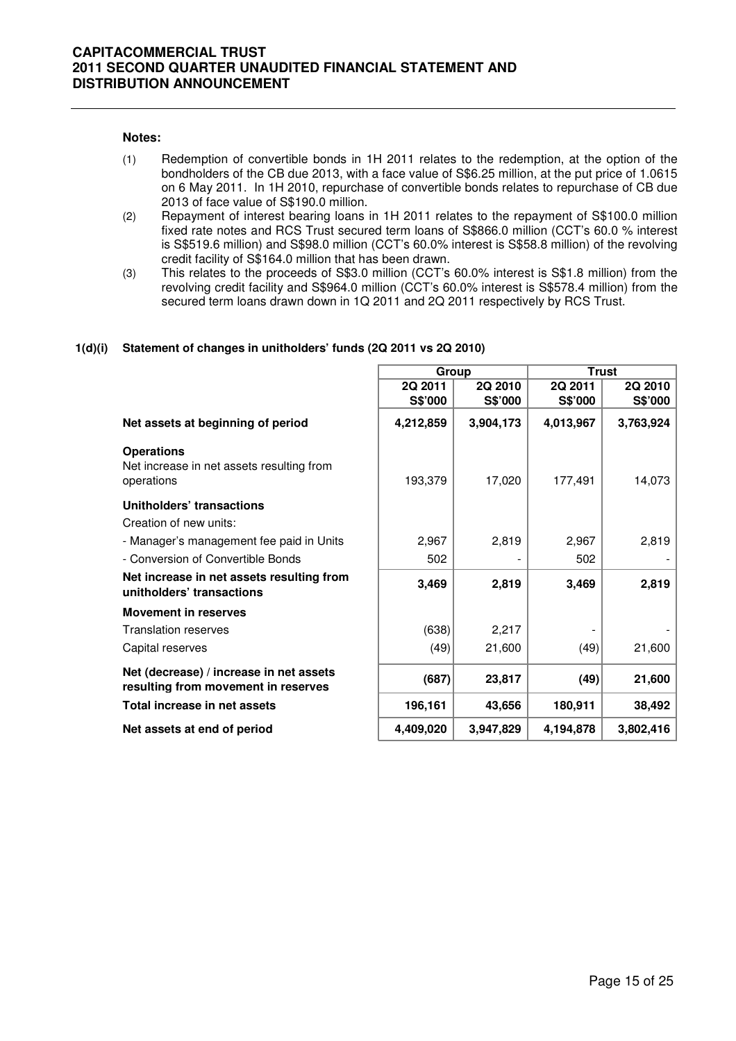**Notes:**

(1) Redemption of convertible bonds in 1H 2011 relates to the redemption, at the option of the bondholders of the CB due 2013, with a face value of S$6.25 million, at the put price of 1.0615 on 6 May 2011. In 1H 2010, repurchase of convertible bonds relates to repurchase of CB due 2013 of face value of S$190.0 million.

(2) Repayment of interest bearing loans in 1H 2011 relates to the repayment of S$100.0 million fixed rate notes and RCS Trust secured term loans of S$866.0 million (CCT's 60.0 % interest is S$519.6 million) and S$98.0 million (CCT's 60.0% interest is S$58.8 million) of the revolving credit facility of S$164.0 million that has been drawn.

(3) This relates to the proceeds of S$3.0 million (CCT's 60.0% interest is S$1.8 million) from the revolving credit facility and S$964.0 million (CCT's 60.0% interest is S$578.4 million) from the secured term loans drawn down in 1Q 2011 and 2Q 2011 respectively by RCS Trust.

### 1(d)(i) Statement of changes in unitholders' funds (2Q 2011 vs 2Q 2010)

| | Group | | Trust | |
|---|---|---|---|---|
| | 2Q 2011 S$'000 | 2Q 2010 S$'000 | 2Q 2011 S$'000 | 2Q 2010 S$'000 |
| **Net assets at beginning of period** | **4,212,859** | **3,904,173** | **4,013,967** | **3,763,924** |
| **Operations** | | | | |
| Net increase in net assets resulting from operations | 193,379 | 17,020 | 177,491 | 14,073 |
| **Unitholders' transactions** | | | | |
| Creation of new units: | | | | |
| - Manager's management fee paid in Units | 2,967 | 2,819 | 2,967 | 2,819 |
| - Conversion of Convertible Bonds | 502 | - | 502 | - |
| **Net increase in net assets resulting from unitholders' transactions** | **3,469** | **2,819** | **3,469** | **2,819** |
| **Movement in reserves** | | | | |
| Translation reserves | (638) | 2,217 | - | - |
| Capital reserves | (49) | 21,600 | (49) | 21,600 |
| **Net (decrease) / increase in net assets resulting from movement in reserves** | **(687)** | **23,817** | **(49)** | **21,600** |
| **Total increase in net assets** | **196,161** | **43,656** | **180,911** | **38,492** |
| **Net assets at end of period** | **4,409,020** | **3,947,829** | **4,194,878** | **3,802,416** |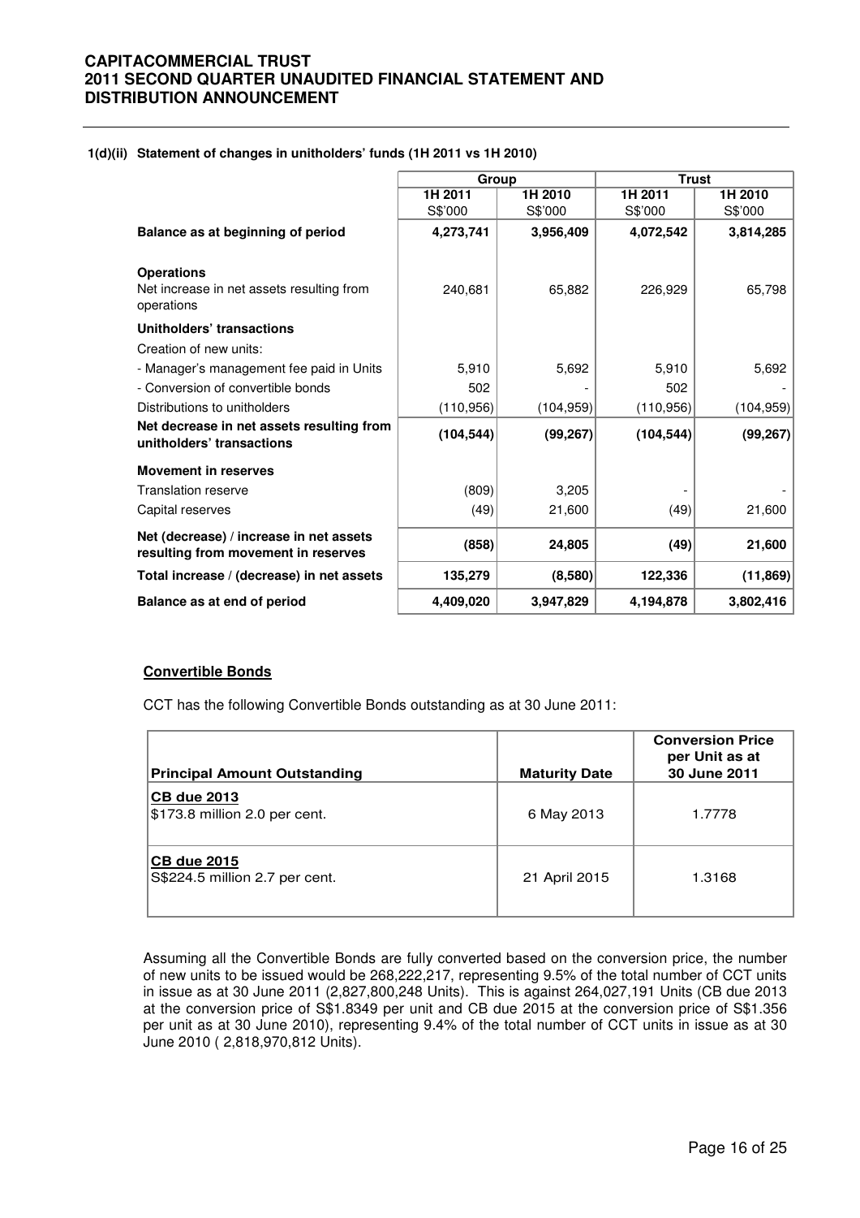#### 1(d)(ii) Statement of changes in unitholders' funds (1H 2011 vs 1H 2010)

| | Group | | Trust | |
|---|---|---|---|---|
| | 1H 2011<br>S$'000 | 1H 2010<br>S$'000 | 1H 2011<br>S$'000 | 1H 2010<br>S$'000 |
| **Balance as at beginning of period** | **4,273,741** | **3,956,409** | **4,072,542** | **3,814,285** |
| **Operations** | | | | |
| Net increase in net assets resulting from operations | 240,681 | 65,882 | 226,929 | 65,798 |
| **Unitholders' transactions** | | | | |
| Creation of new units: | | | | |
| - Manager's management fee paid in Units | 5,910 | 5,692 | 5,910 | 5,692 |
| - Conversion of convertible bonds | 502 | - | 502 | - |
| Distributions to unitholders | (110,956) | (104,959) | (110,956) | (104,959) |
| **Net decrease in net assets resulting from unitholders' transactions** | **(104,544)** | **(99,267)** | **(104,544)** | **(99,267)** |
| **Movement in reserves** | | | | |
| Translation reserve | (809) | 3,205 | - | - |
| Capital reserves | (49) | 21,600 | (49) | 21,600 |
| **Net (decrease) / increase in net assets resulting from movement in reserves** | **(858)** | **24,805** | **(49)** | **21,600** |
| **Total increase / (decrease) in net assets** | **135,279** | **(8,580)** | **122,336** | **(11,869)** |
| **Balance as at end of period** | **4,409,020** | **3,947,829** | **4,194,878** | **3,802,416** |

**Convertible Bonds**

CCT has the following Convertible Bonds outstanding as at 30 June 2011:

| Principal Amount Outstanding | Maturity Date | Conversion Price per Unit as at 30 June 2011 |
|---|---|---|
| **CB due 2013**<br>$173.8 million 2.0 per cent. | 6 May 2013 | 1.7778 |
| **CB due 2015**<br>S$224.5 million 2.7 per cent. | 21 April 2015 | 1.3168 |

Assuming all the Convertible Bonds are fully converted based on the conversion price, the number of new units to be issued would be 268,222,217, representing 9.5% of the total number of CCT units in issue as at 30 June 2011 (2,827,800,248 Units). This is against 264,027,191 Units (CB due 2013 at the conversion price of S$1.8349 per unit and CB due 2015 at the conversion price of S$1.356 per unit as at 30 June 2010), representing 9.4% of the total number of CCT units in issue as at 30 June 2010 ( 2,818,970,812 Units).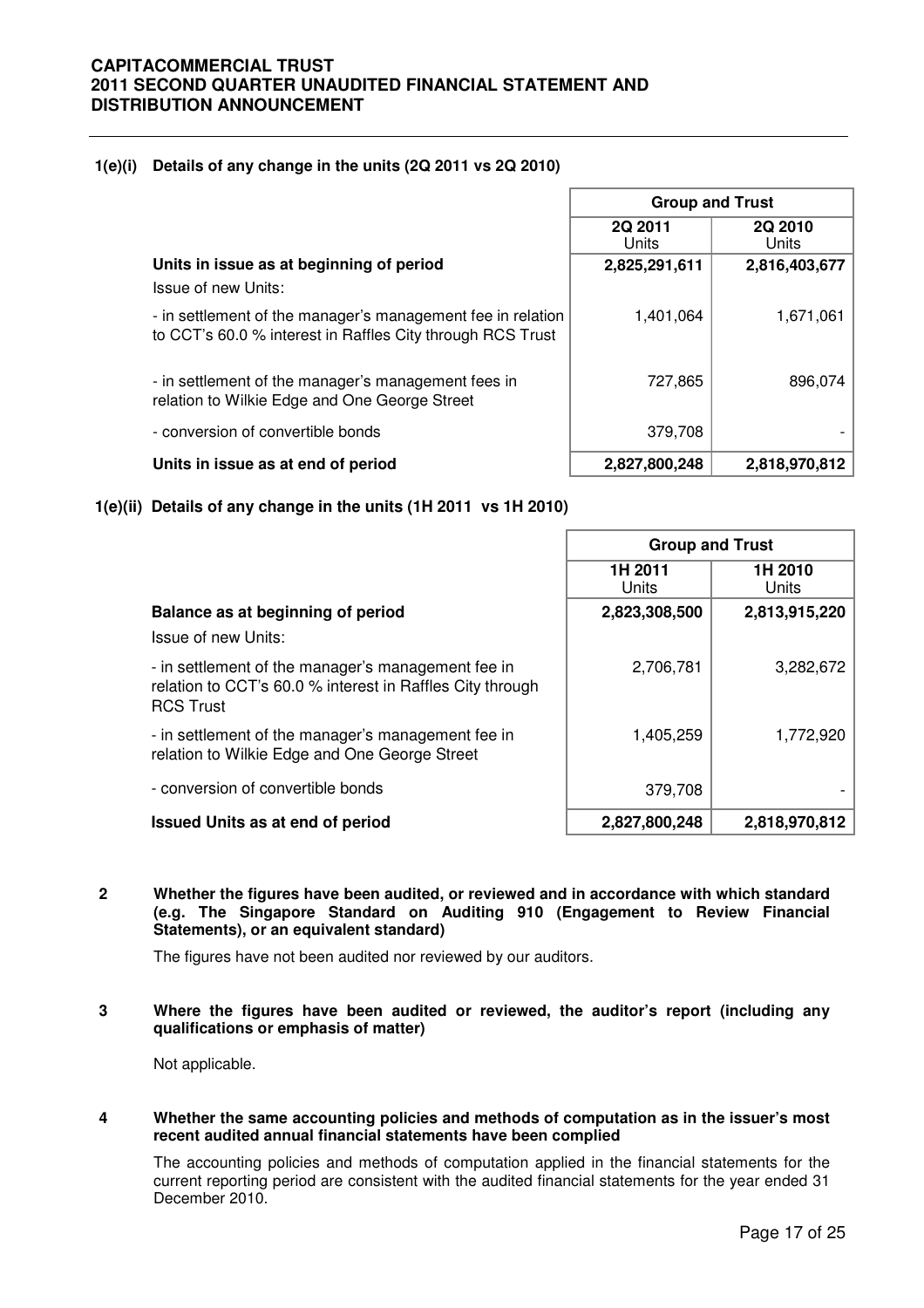**1(e)(i) Details of any change in the units (2Q 2011 vs 2Q 2010)**

| | Group and Trust | |
|---|---|---|
| | 2Q 2011 Units | 2Q 2010 Units |
| **Units in issue as at beginning of period** | **2,825,291,611** | **2,816,403,677** |
| Issue of new Units: | | |
| - in settlement of the manager's management fee in relation to CCT's 60.0 % interest in Raffles City through RCS Trust | 1,401,064 | 1,671,061 |
| - in settlement of the manager's management fees in relation to Wilkie Edge and One George Street | 727,865 | 896,074 |
| - conversion of convertible bonds | 379,708 | - |
| **Units in issue as at end of period** | **2,827,800,248** | **2,818,970,812** |

**1(e)(ii) Details of any change in the units (1H 2011 vs 1H 2010)**

| | Group and Trust | |
|---|---|---|
| | 1H 2011 Units | 1H 2010 Units |
| **Balance as at beginning of period** | **2,823,308,500** | **2,813,915,220** |
| Issue of new Units: | | |
| - in settlement of the manager's management fee in relation to CCT's 60.0 % interest in Raffles City through RCS Trust | 2,706,781 | 3,282,672 |
| - in settlement of the manager's management fee in relation to Wilkie Edge and One George Street | 1,405,259 | 1,772,920 |
| - conversion of convertible bonds | 379,708 | - |
| **Issued Units as at end of period** | **2,827,800,248** | **2,818,970,812** |

**2 Whether the figures have been audited, or reviewed and in accordance with which standard (e.g. The Singapore Standard on Auditing 910 (Engagement to Review Financial Statements), or an equivalent standard)**

The figures have not been audited nor reviewed by our auditors.

**3 Where the figures have been audited or reviewed, the auditor's report (including any qualifications or emphasis of matter)**

Not applicable.

**4 Whether the same accounting policies and methods of computation as in the issuer's most recent audited annual financial statements have been complied**

The accounting policies and methods of computation applied in the financial statements for the current reporting period are consistent with the audited financial statements for the year ended 31 December 2010.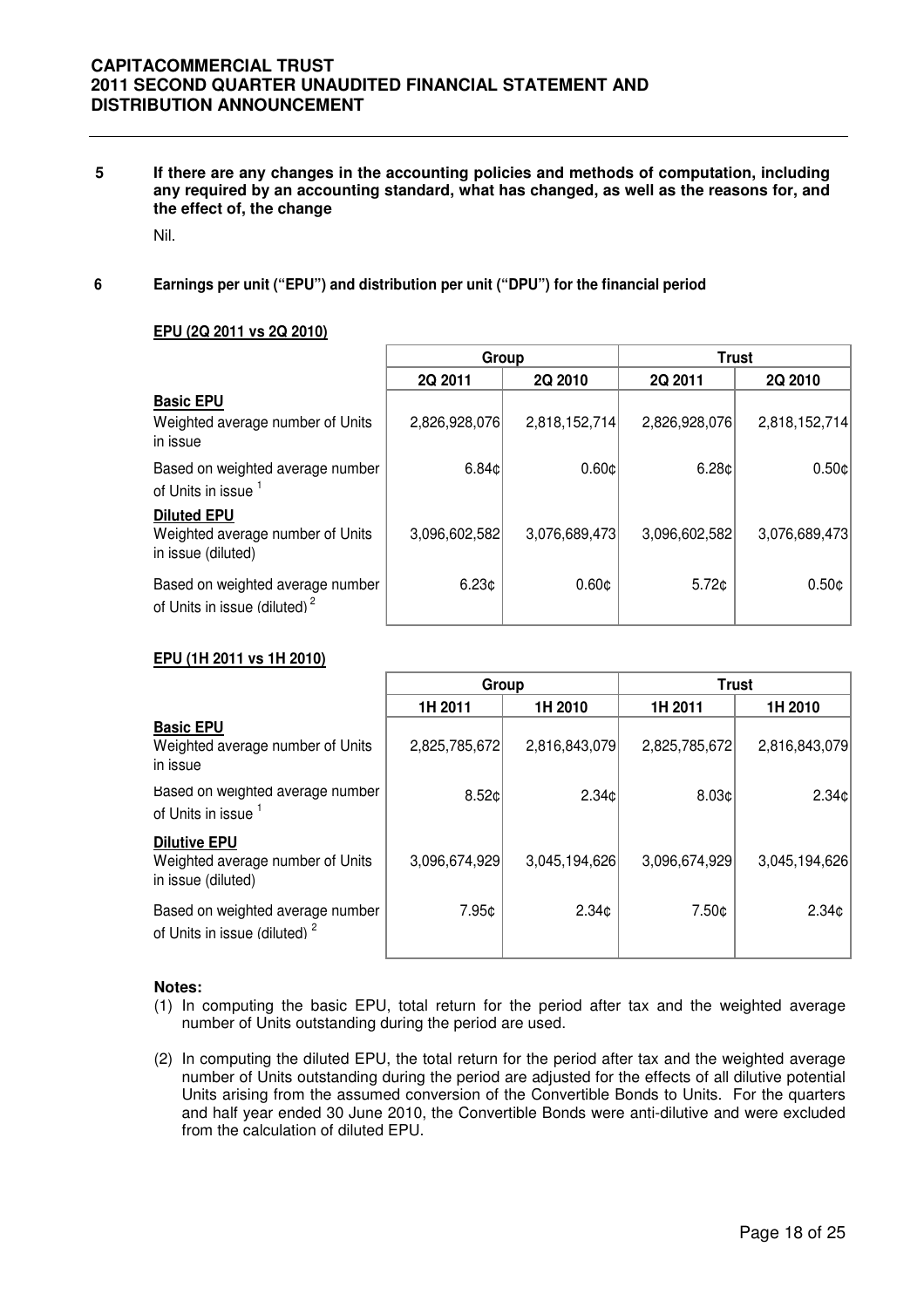**5 If there are any changes in the accounting policies and methods of computation, including any required by an accounting standard, what has changed, as well as the reasons for, and the effect of, the change**

Nil.

**6 Earnings per unit ("EPU") and distribution per unit ("DPU") for the financial period**

**EPU (2Q 2011 vs 2Q 2010)**

| | Group | | Trust | |
|---|---|---|---|---|
| | 2Q 2011 | 2Q 2010 | 2Q 2011 | 2Q 2010 |
| **Basic EPU** | | | | |
| Weighted average number of Units in issue | 2,826,928,076 | 2,818,152,714 | 2,826,928,076 | 2,818,152,714 |
| Based on weighted average number of Units in issue [1] | 6.84¢ | 0.60¢ | 6.28¢ | 0.50¢ |
| **Diluted EPU** | | | | |
| Weighted average number of Units in issue (diluted) | 3,096,602,582 | 3,076,689,473 | 3,096,602,582 | 3,076,689,473 |
| Based on weighted average number of Units in issue (diluted) [2] | 6.23¢ | 0.60¢ | 5.72¢ | 0.50¢ |

**EPU (1H 2011 vs 1H 2010)**

| | Group | | Trust | |
|---|---|---|---|---|
| | 1H 2011 | 1H 2010 | 1H 2011 | 1H 2010 |
| **Basic EPU** | | | | |
| Weighted average number of Units in issue | 2,825,785,672 | 2,816,843,079 | 2,825,785,672 | 2,816,843,079 |
| Based on weighted average number of Units in issue [1] | 8.52¢ | 2.34¢ | 8.03¢ | 2.34¢ |
| **Dilutive EPU** | | | | |
| Weighted average number of Units in issue (diluted) | 3,096,674,929 | 3,045,194,626 | 3,096,674,929 | 3,045,194,626 |
| Based on weighted average number of Units in issue (diluted) [2] | 7.95¢ | 2.34¢ | 7.50¢ | 2.34¢ |

**Notes:**

(1) In computing the basic EPU, total return for the period after tax and the weighted average number of Units outstanding during the period are used.

(2) In computing the diluted EPU, the total return for the period after tax and the weighted average number of Units outstanding during the period are adjusted for the effects of all dilutive potential Units arising from the assumed conversion of the Convertible Bonds to Units. For the quarters and half year ended 30 June 2010, the Convertible Bonds were anti-dilutive and were excluded from the calculation of diluted EPU.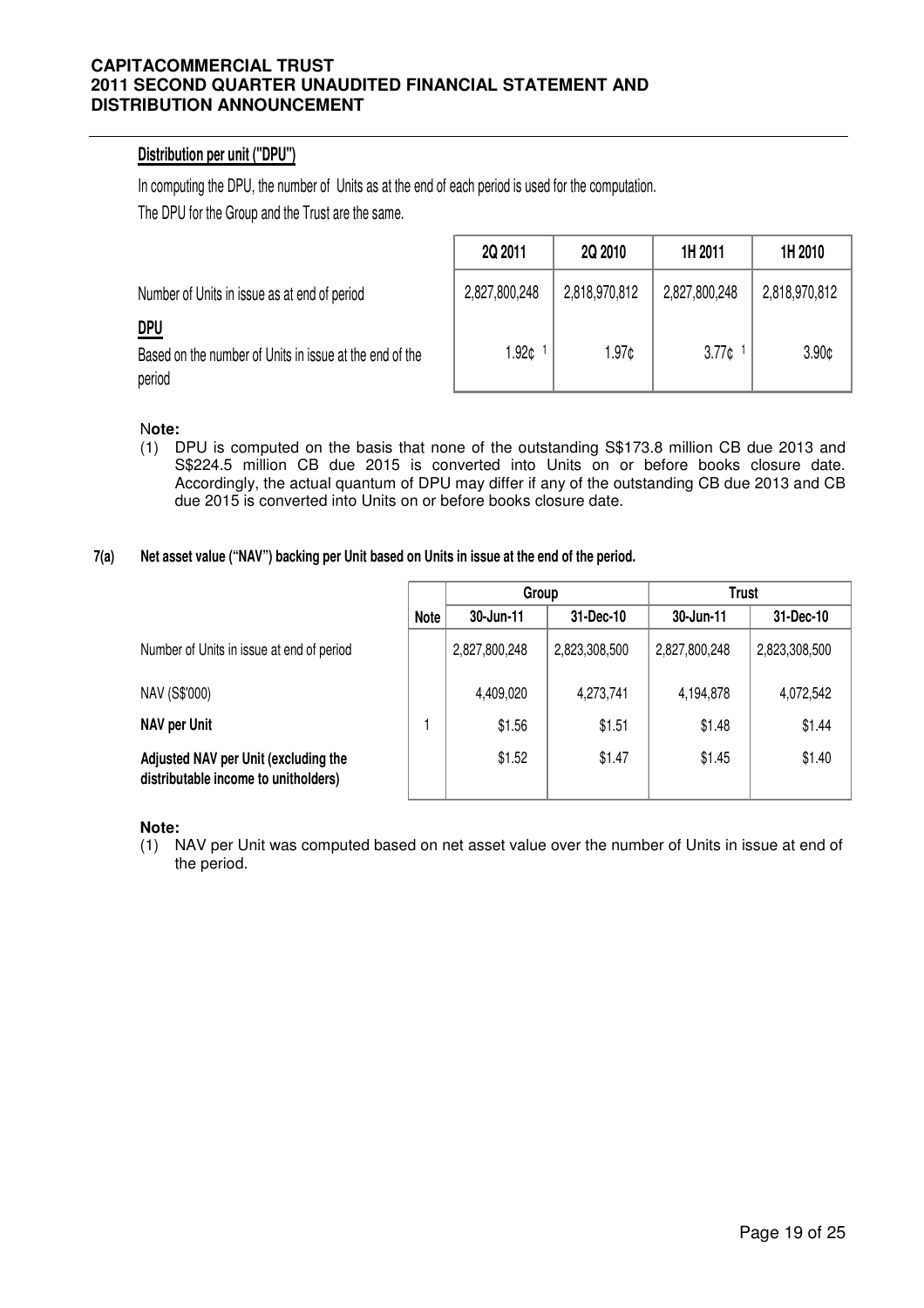### Distribution per unit ("DPU")

In computing the DPU, the number of Units as at the end of each period is used for the computation.

The DPU for the Group and the Trust are the same.

| | 2Q 2011 | 2Q 2010 | 1H 2011 | 1H 2010 |
|---|---|---|---|---|
| Number of Units in issue as at end of period | 2,827,800,248 | 2,818,970,812 | 2,827,800,248 | 2,818,970,812 |
| **DPU** | | | | |
| Based on the number of Units in issue at the end of the period | 1.92¢ [1] | 1.97¢ | 3.77¢ [1] | 3.90¢ |

**Note:**

(1) DPU is computed on the basis that none of the outstanding S$173.8 million CB due 2013 and S$224.5 million CB due 2015 is converted into Units on or before books closure date. Accordingly, the actual quantum of DPU may differ if any of the outstanding CB due 2013 and CB due 2015 is converted into Units on or before books closure date.

### 7(a) Net asset value ("NAV") backing per Unit based on Units in issue at the end of the period.

| | Note | Group | | Trust | |
|---|---|---|---|---|---|
| | | 30-Jun-11 | 31-Dec-10 | 30-Jun-11 | 31-Dec-10 |
| Number of Units in issue at end of period | | 2,827,800,248 | 2,823,308,500 | 2,827,800,248 | 2,823,308,500 |
| NAV (S$'000) | | 4,409,020 | 4,273,741 | 4,194,878 | 4,072,542 |
| **NAV per Unit** | 1 | $1.56 | $1.51 | $1.48 | $1.44 |
| **Adjusted NAV per Unit (excluding the distributable income to unitholders)** | | $1.52 | $1.47 | $1.45 | $1.40 |

**Note:**

(1) NAV per Unit was computed based on net asset value over the number of Units in issue at end of the period.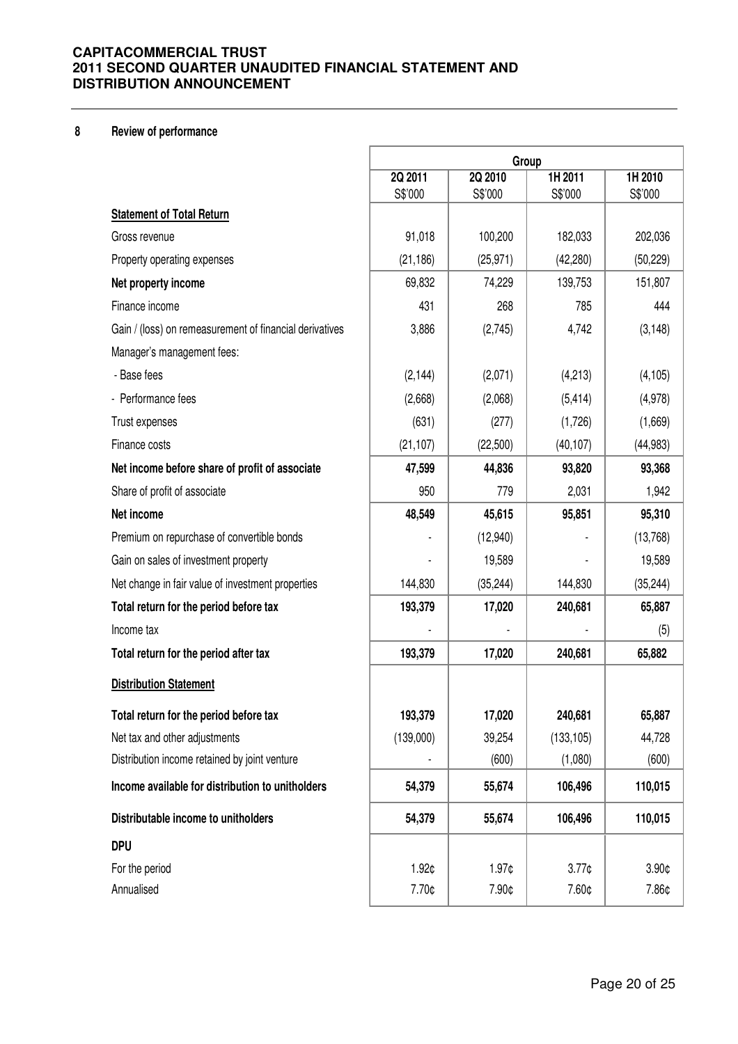## 8 Review of performance

| | Group | | | |
|---|---|---|---|---|
| | 2Q 2011 S$'000 | 2Q 2010 S$'000 | 1H 2011 S$'000 | 1H 2010 S$'000 |
| **Statement of Total Return** | | | | |
| Gross revenue | 91,018 | 100,200 | 182,033 | 202,036 |
| Property operating expenses | (21,186) | (25,971) | (42,280) | (50,229) |
| **Net property income** | 69,832 | 74,229 | 139,753 | 151,807 |
| Finance income | 431 | 268 | 785 | 444 |
| Gain / (loss) on remeasurement of financial derivatives | 3,886 | (2,745) | 4,742 | (3,148) |
| Manager's management fees: | | | | |
| - Base fees | (2,144) | (2,071) | (4,213) | (4,105) |
| - Performance fees | (2,668) | (2,068) | (5,414) | (4,978) |
| Trust expenses | (631) | (277) | (1,726) | (1,669) |
| Finance costs | (21,107) | (22,500) | (40,107) | (44,983) |
| **Net income before share of profit of associate** | **47,599** | **44,836** | **93,820** | **93,368** |
| Share of profit of associate | 950 | 779 | 2,031 | 1,942 |
| **Net income** | **48,549** | **45,615** | **95,851** | **95,310** |
| Premium on repurchase of convertible bonds | - | (12,940) | - | (13,768) |
| Gain on sales of investment property | - | 19,589 | - | 19,589 |
| Net change in fair value of investment properties | 144,830 | (35,244) | 144,830 | (35,244) |
| **Total return for the period before tax** | **193,379** | **17,020** | **240,681** | **65,887** |
| Income tax | - | - | - | (5) |
| **Total return for the period after tax** | **193,379** | **17,020** | **240,681** | **65,882** |
| **Distribution Statement** | | | | |
| **Total return for the period before tax** | **193,379** | **17,020** | **240,681** | **65,887** |
| Net tax and other adjustments | (139,000) | 39,254 | (133,105) | 44,728 |
| Distribution income retained by joint venture | - | (600) | (1,080) | (600) |
| **Income available for distribution to unitholders** | **54,379** | **55,674** | **106,496** | **110,015** |
| **Distributable income to unitholders** | **54,379** | **55,674** | **106,496** | **110,015** |
| **DPU** | | | | |
| For the period | 1.92¢ | 1.97¢ | 3.77¢ | 3.90¢ |
| Annualised | 7.70¢ | 7.90¢ | 7.60¢ | 7.86¢ |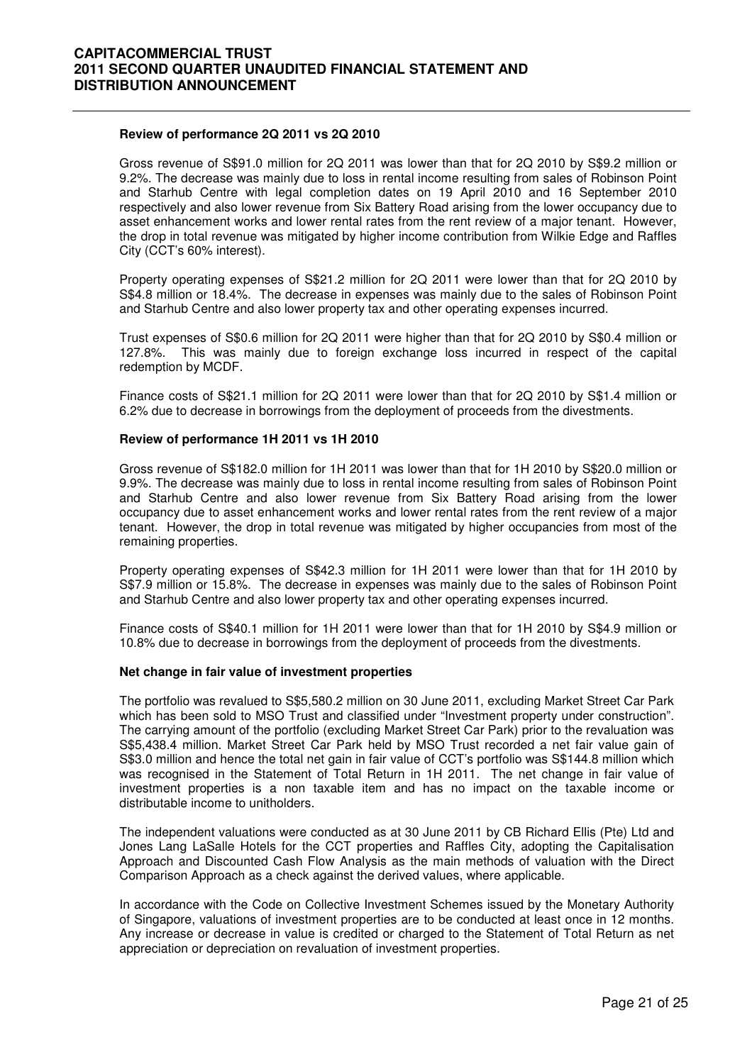**Review of performance 2Q 2011 vs 2Q 2010**

Gross revenue of S$91.0 million for 2Q 2011 was lower than that for 2Q 2010 by S$9.2 million or 9.2%. The decrease was mainly due to loss in rental income resulting from sales of Robinson Point and Starhub Centre with legal completion dates on 19 April 2010 and 16 September 2010 respectively and also lower revenue from Six Battery Road arising from the lower occupancy due to asset enhancement works and lower rental rates from the rent review of a major tenant. However, the drop in total revenue was mitigated by higher income contribution from Wilkie Edge and Raffles City (CCT's 60% interest).

Property operating expenses of S$21.2 million for 2Q 2011 were lower than that for 2Q 2010 by S$4.8 million or 18.4%. The decrease in expenses was mainly due to the sales of Robinson Point and Starhub Centre and also lower property tax and other operating expenses incurred.

Trust expenses of S$0.6 million for 2Q 2011 were higher than that for 2Q 2010 by S$0.4 million or 127.8%. This was mainly due to foreign exchange loss incurred in respect of the capital redemption by MCDF.

Finance costs of S$21.1 million for 2Q 2011 were lower than that for 2Q 2010 by S$1.4 million or 6.2% due to decrease in borrowings from the deployment of proceeds from the divestments.

**Review of performance 1H 2011 vs 1H 2010**

Gross revenue of S$182.0 million for 1H 2011 was lower than that for 1H 2010 by S$20.0 million or 9.9%. The decrease was mainly due to loss in rental income resulting from sales of Robinson Point and Starhub Centre and also lower revenue from Six Battery Road arising from the lower occupancy due to asset enhancement works and lower rental rates from the rent review of a major tenant. However, the drop in total revenue was mitigated by higher occupancies from most of the remaining properties.

Property operating expenses of S$42.3 million for 1H 2011 were lower than that for 1H 2010 by S$7.9 million or 15.8%. The decrease in expenses was mainly due to the sales of Robinson Point and Starhub Centre and also lower property tax and other operating expenses incurred.

Finance costs of S$40.1 million for 1H 2011 were lower than that for 1H 2010 by S$4.9 million or 10.8% due to decrease in borrowings from the deployment of proceeds from the divestments.

**Net change in fair value of investment properties**

The portfolio was revalued to S$5,580.2 million on 30 June 2011, excluding Market Street Car Park which has been sold to MSO Trust and classified under "Investment property under construction". The carrying amount of the portfolio (excluding Market Street Car Park) prior to the revaluation was S$5,438.4 million. Market Street Car Park held by MSO Trust recorded a net fair value gain of S$3.0 million and hence the total net gain in fair value of CCT's portfolio was S$144.8 million which was recognised in the Statement of Total Return in 1H 2011. The net change in fair value of investment properties is a non taxable item and has no impact on the taxable income or distributable income to unitholders.

The independent valuations were conducted as at 30 June 2011 by CB Richard Ellis (Pte) Ltd and Jones Lang LaSalle Hotels for the CCT properties and Raffles City, adopting the Capitalisation Approach and Discounted Cash Flow Analysis as the main methods of valuation with the Direct Comparison Approach as a check against the derived values, where applicable.

In accordance with the Code on Collective Investment Schemes issued by the Monetary Authority of Singapore, valuations of investment properties are to be conducted at least once in 12 months. Any increase or decrease in value is credited or charged to the Statement of Total Return as net appreciation or depreciation on revaluation of investment properties.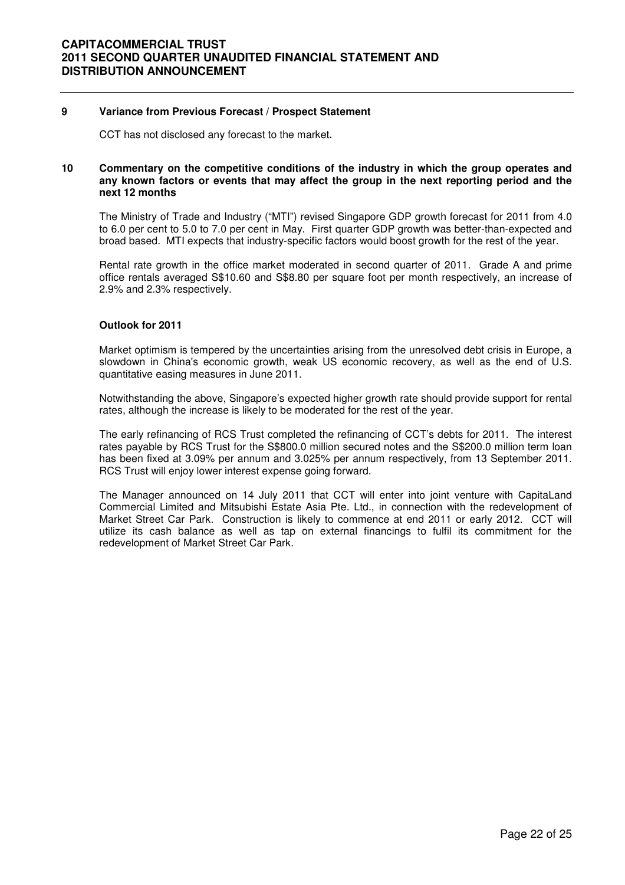## 9 Variance from Previous Forecast / Prospect Statement

CCT has not disclosed any forecast to the market**.**

## 10 Commentary on the competitive conditions of the industry in which the group operates and any known factors or events that may affect the group in the next reporting period and the next 12 months

The Ministry of Trade and Industry ("MTI") revised Singapore GDP growth forecast for 2011 from 4.0 to 6.0 per cent to 5.0 to 7.0 per cent in May. First quarter GDP growth was better-than-expected and broad based. MTI expects that industry-specific factors would boost growth for the rest of the year.

Rental rate growth in the office market moderated in second quarter of 2011. Grade A and prime office rentals averaged S$10.60 and S$8.80 per square foot per month respectively, an increase of 2.9% and 2.3% respectively.

### Outlook for 2011

Market optimism is tempered by the uncertainties arising from the unresolved debt crisis in Europe, a slowdown in China's economic growth, weak US economic recovery, as well as the end of U.S. quantitative easing measures in June 2011.

Notwithstanding the above, Singapore's expected higher growth rate should provide support for rental rates, although the increase is likely to be moderated for the rest of the year.

The early refinancing of RCS Trust completed the refinancing of CCT's debts for 2011. The interest rates payable by RCS Trust for the S$800.0 million secured notes and the S$200.0 million term loan has been fixed at 3.09% per annum and 3.025% per annum respectively, from 13 September 2011. RCS Trust will enjoy lower interest expense going forward.

The Manager announced on 14 July 2011 that CCT will enter into joint venture with CapitaLand Commercial Limited and Mitsubishi Estate Asia Pte. Ltd., in connection with the redevelopment of Market Street Car Park. Construction is likely to commence at end 2011 or early 2012. CCT will utilize its cash balance as well as tap on external financings to fulfil its commitment for the redevelopment of Market Street Car Park.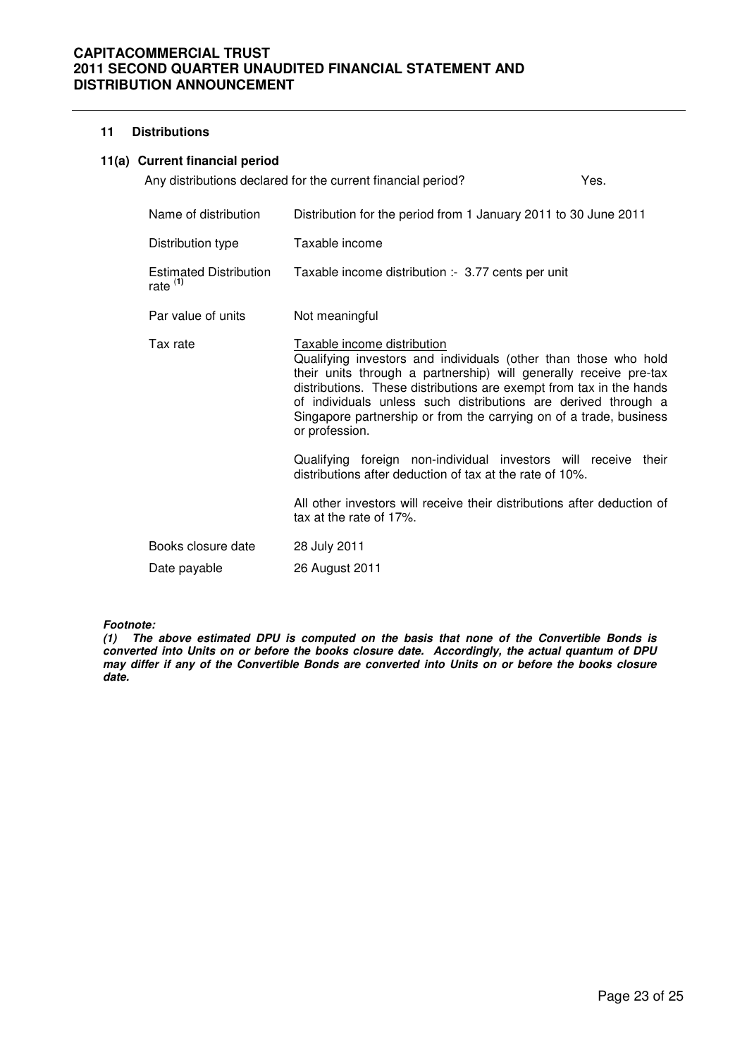## 11 Distributions

### 11(a) Current financial period

Any distributions declared for the current financial period? Yes.

| | |
|---|---|
| Name of distribution | Distribution for the period from 1 January 2011 to 30 June 2011 |
| Distribution type | Taxable income |
| Estimated Distribution rate [(1)] | Taxable income distribution :- 3.77 cents per unit |
| Par value of units | Not meaningful |
| Tax rate | Taxable income distribution<br>Qualifying investors and individuals (other than those who hold their units through a partnership) will generally receive pre-tax distributions. These distributions are exempt from tax in the hands of individuals unless such distributions are derived through a Singapore partnership or from the carrying on of a trade, business or profession.<br><br>Qualifying foreign non-individual investors will receive their distributions after deduction of tax at the rate of 10%.<br><br>All other investors will receive their distributions after deduction of tax at the rate of 17%. |
| Books closure date | 28 July 2011 |
| Date payable | 26 August 2011 |

***Footnote:***

***(1) The above estimated DPU is computed on the basis that none of the Convertible Bonds is converted into Units on or before the books closure date. Accordingly, the actual quantum of DPU may differ if any of the Convertible Bonds are converted into Units on or before the books closure date.***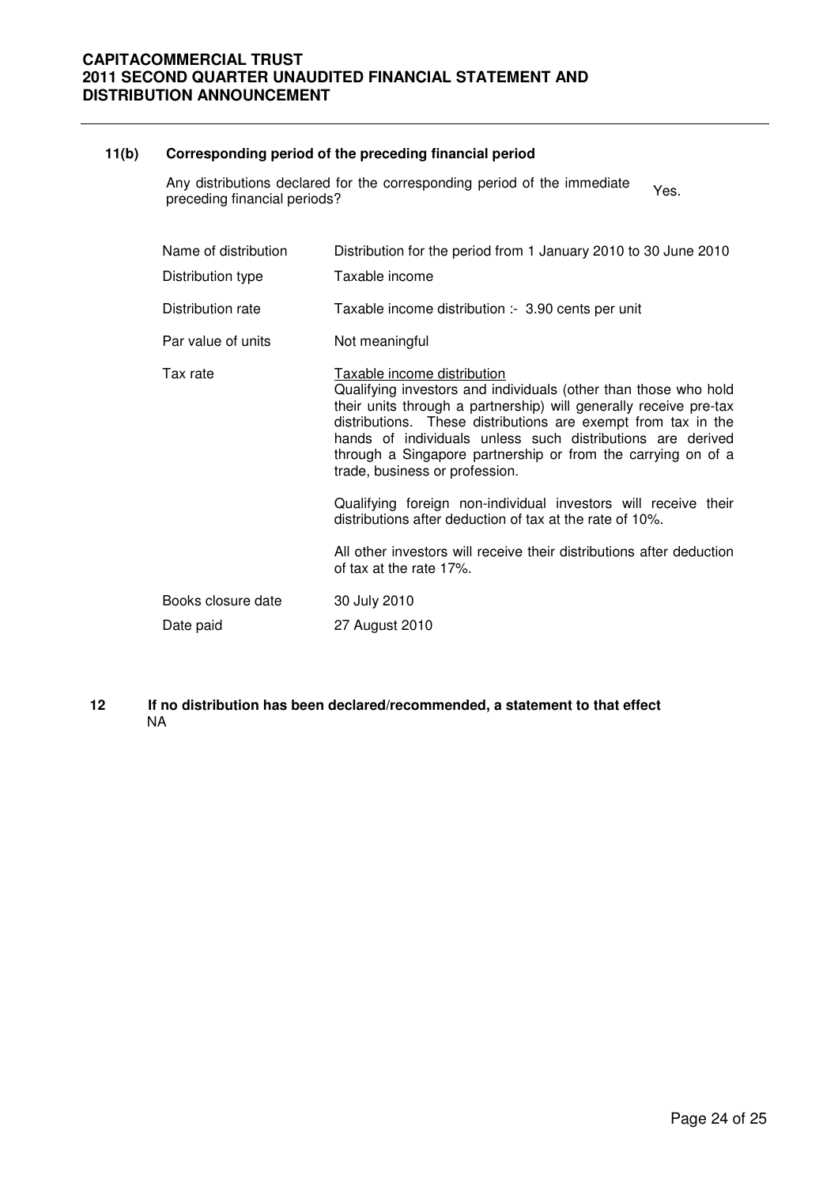### 11(b) Corresponding period of the preceding financial period

Any distributions declared for the corresponding period of the immediate preceding financial periods? Yes.

| | |
|---|---|
| Name of distribution | Distribution for the period from 1 January 2010 to 30 June 2010 |
| Distribution type | Taxable income |
| Distribution rate | Taxable income distribution :- 3.90 cents per unit |
| Par value of units | Not meaningful |
| Tax rate | Taxable income distribution<br>Qualifying investors and individuals (other than those who hold their units through a partnership) will generally receive pre-tax distributions. These distributions are exempt from tax in the hands of individuals unless such distributions are derived through a Singapore partnership or from the carrying on of a trade, business or profession.<br><br>Qualifying foreign non-individual investors will receive their distributions after deduction of tax at the rate of 10%.<br><br>All other investors will receive their distributions after deduction of tax at the rate 17%. |
| Books closure date | 30 July 2010 |
| Date paid | 27 August 2010 |

### 12 If no distribution has been declared/recommended, a statement to that effect

NA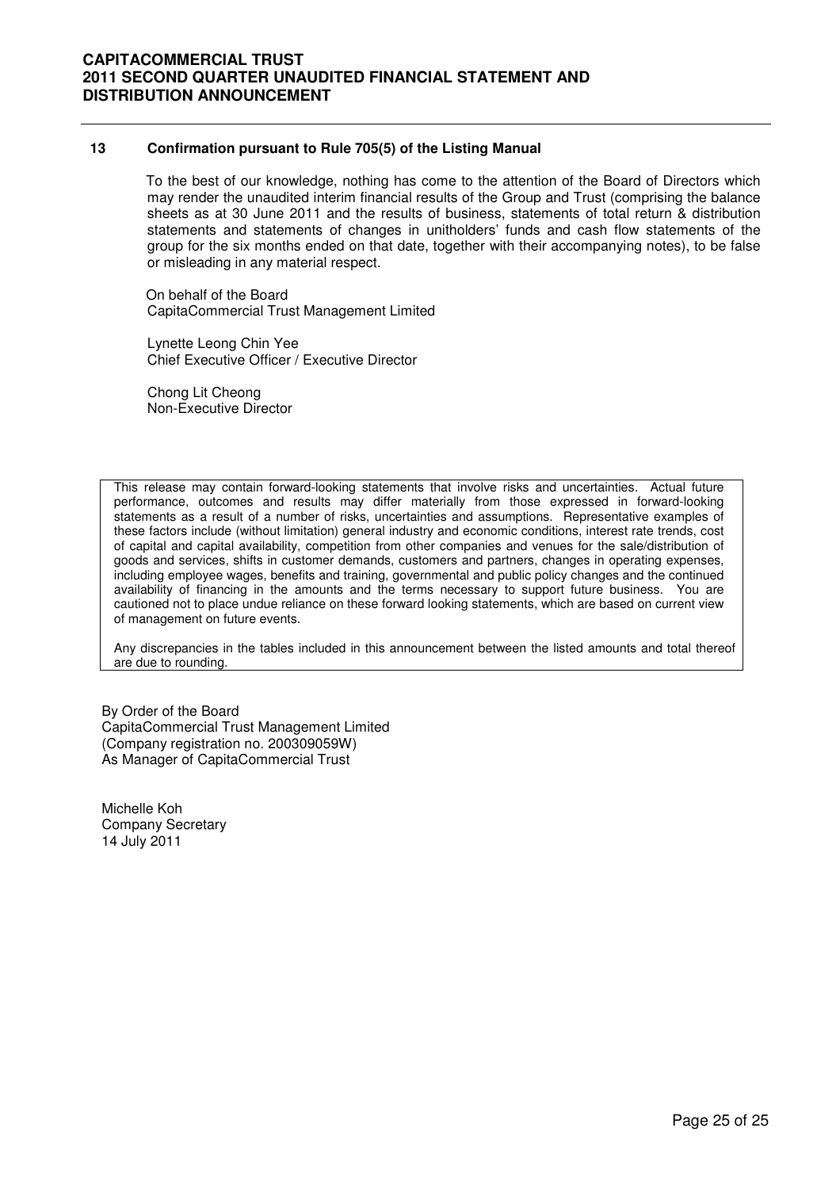## 13 Confirmation pursuant to Rule 705(5) of the Listing Manual

To the best of our knowledge, nothing has come to the attention of the Board of Directors which may render the unaudited interim financial results of the Group and Trust (comprising the balance sheets as at 30 June 2011 and the results of business, statements of total return & distribution statements and statements of changes in unitholders' funds and cash flow statements of the group for the six months ended on that date, together with their accompanying notes), to be false or misleading in any material respect.

On behalf of the Board
CapitaCommercial Trust Management Limited

Lynette Leong Chin Yee
Chief Executive Officer / Executive Director

Chong Lit Cheong
Non-Executive Director

This release may contain forward-looking statements that involve risks and uncertainties. Actual future performance, outcomes and results may differ materially from those expressed in forward-looking statements as a result of a number of risks, uncertainties and assumptions. Representative examples of these factors include (without limitation) general industry and economic conditions, interest rate trends, cost of capital and capital availability, competition from other companies and venues for the sale/distribution of goods and services, shifts in customer demands, customers and partners, changes in operating expenses, including employee wages, benefits and training, governmental and public policy changes and the continued availability of financing in the amounts and the terms necessary to support future business. You are cautioned not to place undue reliance on these forward looking statements, which are based on current view of management on future events.

Any discrepancies in the tables included in this announcement between the listed amounts and total thereof are due to rounding.

By Order of the Board
CapitaCommercial Trust Management Limited
(Company registration no. 200309059W)
As Manager of CapitaCommercial Trust

Michelle Koh
Company Secretary
14 July 2011